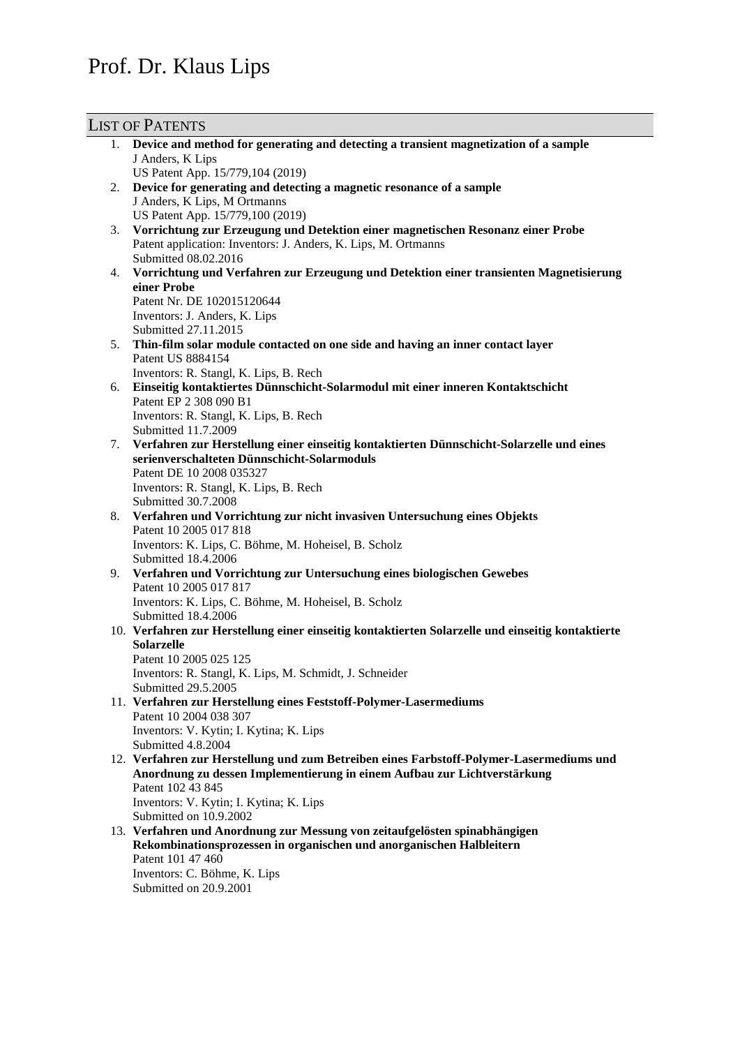# Prof. Dr. Klaus Lips

## List of Patents

1. **Device and method for generating and detecting a transient magnetization of a sample**
   J Anders, K Lips
   US Patent App. 15/779,104 (2019)
2. **Device for generating and detecting a magnetic resonance of a sample**
   J Anders, K Lips, M Ortmanns
   US Patent App. 15/779,100 (2019)
3. **Vorrichtung zur Erzeugung und Detektion einer magnetischen Resonanz einer Probe**
   Patent application: Inventors: J. Anders, K. Lips, M. Ortmanns
   Submitted 08.02.2016
4. **Vorrichtung und Verfahren zur Erzeugung und Detektion einer transienten Magnetisierung einer Probe**
   Patent Nr. DE 102015120644
   Inventors: J. Anders, K. Lips
   Submitted 27.11.2015
5. **Thin-film solar module contacted on one side and having an inner contact layer**
   Patent US 8884154
   Inventors: R. Stangl, K. Lips, B. Rech
6. **Einseitig kontaktiertes Dünnschicht-Solarmodul mit einer inneren Kontaktschicht**
   Patent EP 2 308 090 B1
   Inventors: R. Stangl, K. Lips, B. Rech
   Submitted 11.7.2009
7. **Verfahren zur Herstellung einer einseitig kontaktierten Dünnschicht-Solarzelle und eines serienverschalteten Dünnschicht-Solarmoduls**
   Patent DE 10 2008 035327
   Inventors: R. Stangl, K. Lips, B. Rech
   Submitted 30.7.2008
8. **Verfahren und Vorrichtung zur nicht invasiven Untersuchung eines Objekts**
   Patent 10 2005 017 818
   Inventors: K. Lips, C. Böhme, M. Hoheisel, B. Scholz
   Submitted 18.4.2006
9. **Verfahren und Vorrichtung zur Untersuchung eines biologischen Gewebes**
   Patent 10 2005 017 817
   Inventors: K. Lips, C. Böhme, M. Hoheisel, B. Scholz
   Submitted 18.4.2006
10. **Verfahren zur Herstellung einer einseitig kontaktierten Solarzelle und einseitig kontaktierte Solarzelle**
    Patent 10 2005 025 125
    Inventors: R. Stangl, K. Lips, M. Schmidt, J. Schneider
    Submitted 29.5.2005
11. **Verfahren zur Herstellung eines Feststoff-Polymer-Lasermediums**
    Patent 10 2004 038 307
    Inventors: V. Kytin; I. Kytina; K. Lips
    Submitted 4.8.2004
12. **Verfahren zur Herstellung und zum Betreiben eines Farbstoff-Polymer-Lasermediums und Anordnung zu dessen Implementierung in einem Aufbau zur Lichtverstärkung**
    Patent 102 43 845
    Inventors: V. Kytin; I. Kytina; K. Lips
    Submitted on 10.9.2002
13. **Verfahren und Anordnung zur Messung von zeitaufgelösten spinabhängigen Rekombinationsprozessen in organischen und anorganischen Halbleitern**
    Patent 101 47 460
    Inventors: C. Böhme, K. Lips
    Submitted on 20.9.2001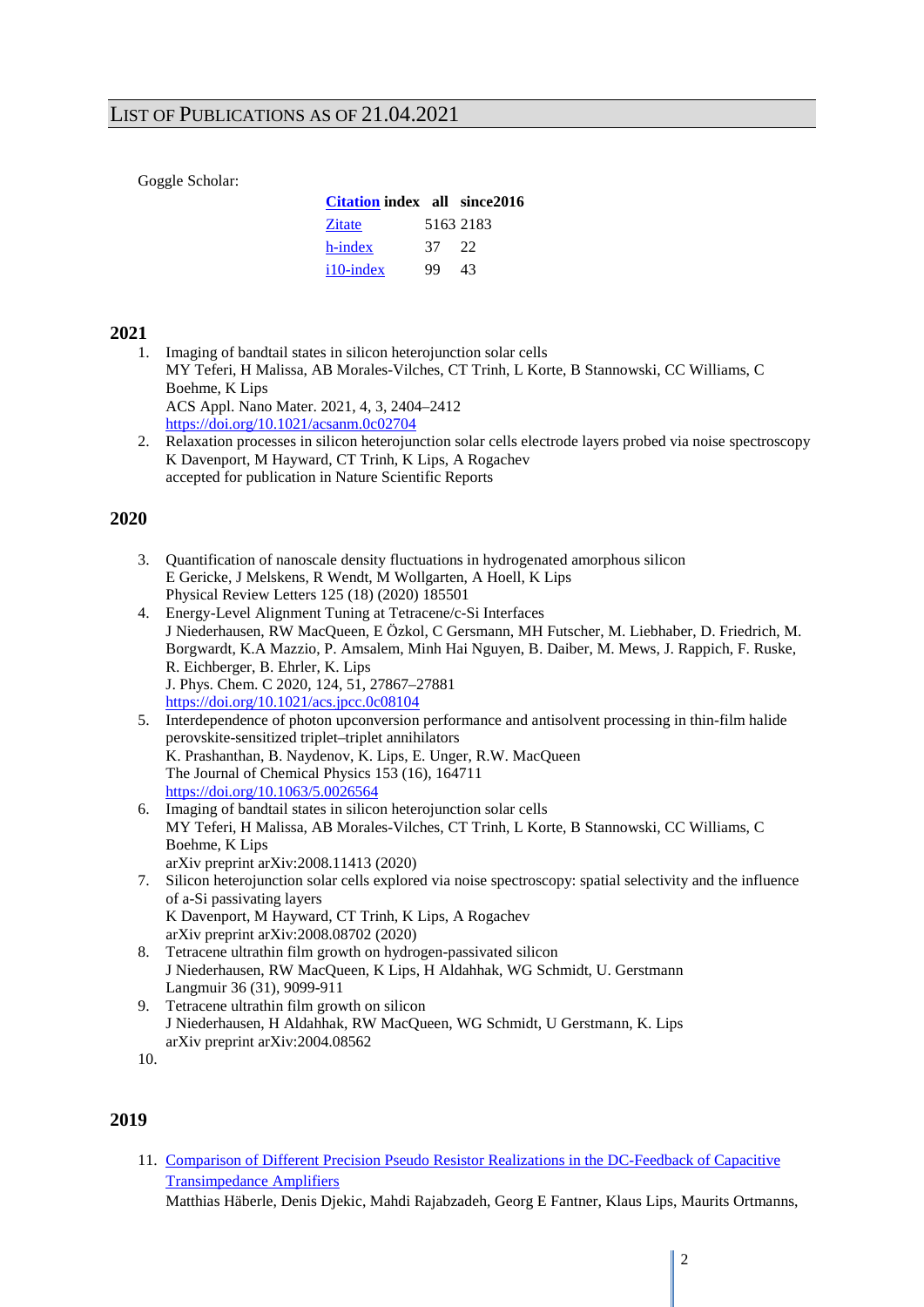# LIST OF PUBLICATIONS AS OF 21.04.2021

Goggle Scholar:

| Citation index | all | since2016 |
|---|---|---|
| Zitate | 5163 | 2183 |
| h-index | 37 | 22 |
| i10-index | 99 | 43 |

## 2021

1. Imaging of bandtail states in silicon heterojunction solar cells
   MY Teferi, H Malissa, AB Morales-Vilches, CT Trinh, L Korte, B Stannowski, CC Williams, C Boehme, K Lips
   ACS Appl. Nano Mater. 2021, 4, 3, 2404–2412
   https://doi.org/10.1021/acsanm.0c02704
2. Relaxation processes in silicon heterojunction solar cells electrode layers probed via noise spectroscopy
   K Davenport, M Hayward, CT Trinh, K Lips, A Rogachev
   accepted for publication in Nature Scientific Reports

## 2020

3. Quantification of nanoscale density fluctuations in hydrogenated amorphous silicon
   E Gericke, J Melskens, R Wendt, M Wollgarten, A Hoell, K Lips
   Physical Review Letters 125 (18) (2020) 185501
4. Energy-Level Alignment Tuning at Tetracene/c-Si Interfaces
   J Niederhausen, RW MacQueen, E Özkol, C Gersmann, MH Futscher, M. Liebhaber, D. Friedrich, M. Borgwardt, K.A Mazzio, P. Amsalem, Minh Hai Nguyen, B. Daiber, M. Mews, J. Rappich, F. Ruske, R. Eichberger, B. Ehrler, K. Lips
   J. Phys. Chem. C 2020, 124, 51, 27867–27881
   https://doi.org/10.1021/acs.jpcc.0c08104
5. Interdependence of photon upconversion performance and antisolvent processing in thin-film halide perovskite-sensitized triplet–triplet annihilators
   K. Prashanthan, B. Naydenov, K. Lips, E. Unger, R.W. MacQueen
   The Journal of Chemical Physics 153 (16), 164711
   https://doi.org/10.1063/5.0026564
6. Imaging of bandtail states in silicon heterojunction solar cells
   MY Teferi, H Malissa, AB Morales-Vilches, CT Trinh, L Korte, B Stannowski, CC Williams, C Boehme, K Lips
   arXiv preprint arXiv:2008.11413 (2020)
7. Silicon heterojunction solar cells explored via noise spectroscopy: spatial selectivity and the influence of a-Si passivating layers
   K Davenport, M Hayward, CT Trinh, K Lips, A Rogachev
   arXiv preprint arXiv:2008.08702 (2020)
8. Tetracene ultrathin film growth on hydrogen-passivated silicon
   J Niederhausen, RW MacQueen, K Lips, H Aldahhak, WG Schmidt, U. Gerstmann
   Langmuir 36 (31), 9099-911
9. Tetracene ultrathin film growth on silicon
   J Niederhausen, H Aldahhak, RW MacQueen, WG Schmidt, U Gerstmann, K. Lips
   arXiv preprint arXiv:2004.08562
10. 

## 2019

11. Comparison of Different Precision Pseudo Resistor Realizations in the DC-Feedback of Capacitive Transimpedance Amplifiers
    Matthias Häberle, Denis Djekic, Mahdi Rajabzadeh, Georg E Fantner, Klaus Lips, Maurits Ortmanns,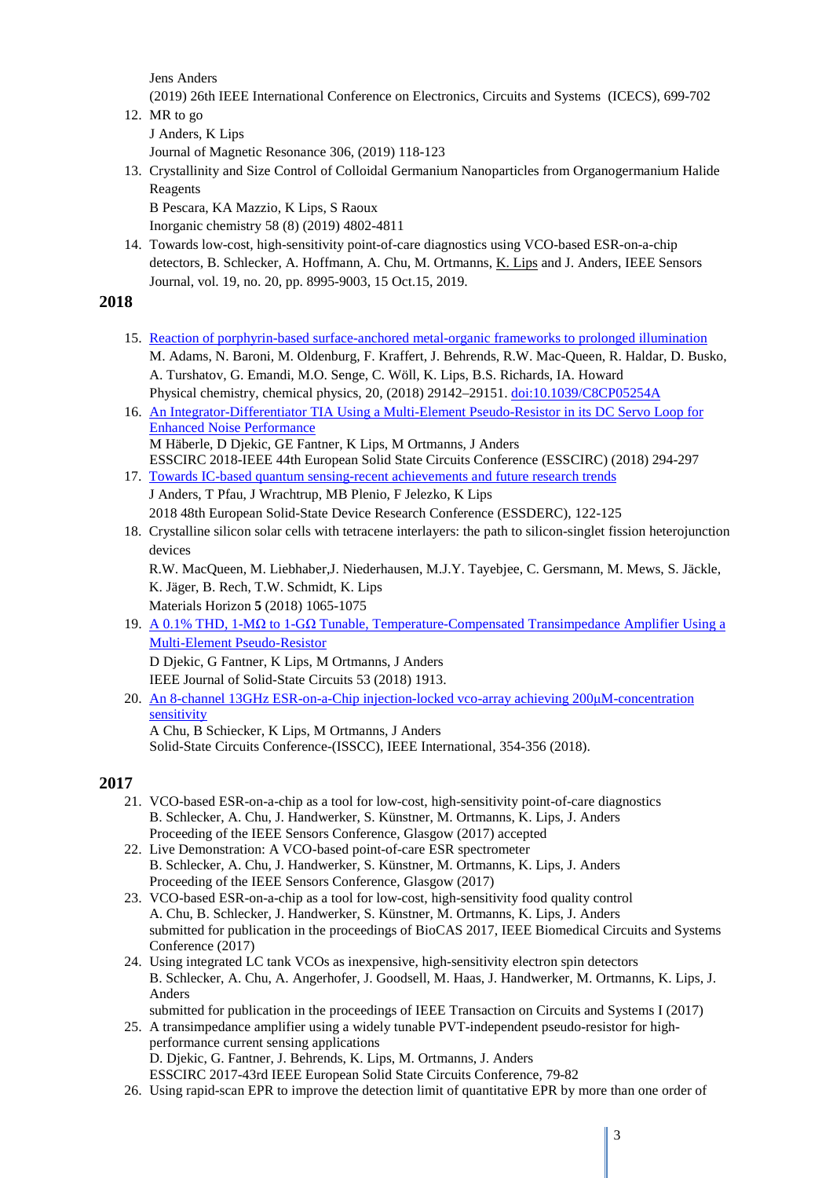Jens Anders
(2019) 26th IEEE International Conference on Electronics, Circuits and Systems (ICECS), 699-702

12. MR to go
    J Anders, K Lips
    Journal of Magnetic Resonance 306, (2019) 118-123
13. Crystallinity and Size Control of Colloidal Germanium Nanoparticles from Organogermanium Halide Reagents
    B Pescara, KA Mazzio, K Lips, S Raoux
    Inorganic chemistry 58 (8) (2019) 4802-4811
14. Towards low-cost, high-sensitivity point-of-care diagnostics using VCO-based ESR-on-a-chip detectors, B. Schlecker, A. Hoffmann, A. Chu, M. Ortmanns, K. Lips and J. Anders, IEEE Sensors Journal, vol. 19, no. 20, pp. 8995-9003, 15 Oct.15, 2019.

## 2018

15. Reaction of porphyrin-based surface-anchored metal-organic frameworks to prolonged illumination
    M. Adams, N. Baroni, M. Oldenburg, F. Kraffert, J. Behrends, R.W. Mac-Queen, R. Haldar, D. Busko, A. Turshatov, G. Emandi, M.O. Senge, C. Wöll, K. Lips, B.S. Richards, IA. Howard
    Physical chemistry, chemical physics, 20, (2018) 29142–29151. doi:10.1039/C8CP05254A
16. An Integrator-Differentiator TIA Using a Multi-Element Pseudo-Resistor in its DC Servo Loop for Enhanced Noise Performance
    M Häberle, D Djekic, GE Fantner, K Lips, M Ortmanns, J Anders
    ESSCIRC 2018-IEEE 44th European Solid State Circuits Conference (ESSCIRC) (2018) 294-297
17. Towards IC-based quantum sensing-recent achievements and future research trends
    J Anders, T Pfau, J Wrachtrup, MB Plenio, F Jelezko, K Lips
    2018 48th European Solid-State Device Research Conference (ESSDERC), 122-125
18. Crystalline silicon solar cells with tetracene interlayers: the path to silicon-singlet fission heterojunction devices
    R.W. MacQueen, M. Liebhaber,J. Niederhausen, M.J.Y. Tayebjee, C. Gersmann, M. Mews, S. Jäckle, K. Jäger, B. Rech, T.W. Schmidt, K. Lips
    Materials Horizon **5** (2018) 1065-1075
19. A 0.1% THD, 1-MΩ to 1-GΩ Tunable, Temperature-Compensated Transimpedance Amplifier Using a Multi-Element Pseudo-Resistor
    D Djekic, G Fantner, K Lips, M Ortmanns, J Anders
    IEEE Journal of Solid-State Circuits 53 (2018) 1913.
20. An 8-channel 13GHz ESR-on-a-Chip injection-locked vco-array achieving 200µM-concentration sensitivity
    A Chu, B Schiecker, K Lips, M Ortmanns, J Anders
    Solid-State Circuits Conference-(ISSCC), IEEE International, 354-356 (2018).

## 2017

21. VCO-based ESR-on-a-chip as a tool for low-cost, high-sensitivity point-of-care diagnostics
    B. Schlecker, A. Chu, J. Handwerker, S. Künstner, M. Ortmanns, K. Lips, J. Anders
    Proceeding of the IEEE Sensors Conference, Glasgow (2017) accepted
22. Live Demonstration: A VCO-based point-of-care ESR spectrometer
    B. Schlecker, A. Chu, J. Handwerker, S. Künstner, M. Ortmanns, K. Lips, J. Anders
    Proceeding of the IEEE Sensors Conference, Glasgow (2017)
23. VCO-based ESR-on-a-chip as a tool for low-cost, high-sensitivity food quality control
    A. Chu, B. Schlecker, J. Handwerker, S. Künstner, M. Ortmanns, K. Lips, J. Anders
    submitted for publication in the proceedings of BioCAS 2017, IEEE Biomedical Circuits and Systems Conference (2017)
24. Using integrated LC tank VCOs as inexpensive, high-sensitivity electron spin detectors
    B. Schlecker, A. Chu, A. Angerhofer, J. Goodsell, M. Haas, J. Handwerker, M. Ortmanns, K. Lips, J. Anders
    submitted for publication in the proceedings of IEEE Transaction on Circuits and Systems I (2017)
25. A transimpedance amplifier using a widely tunable PVT-independent pseudo-resistor for high-performance current sensing applications
    D. Djekic, G. Fantner, J. Behrends, K. Lips, M. Ortmanns, J. Anders
    ESSCIRC 2017-43rd IEEE European Solid State Circuits Conference, 79-82
26. Using rapid-scan EPR to improve the detection limit of quantitative EPR by more than one order of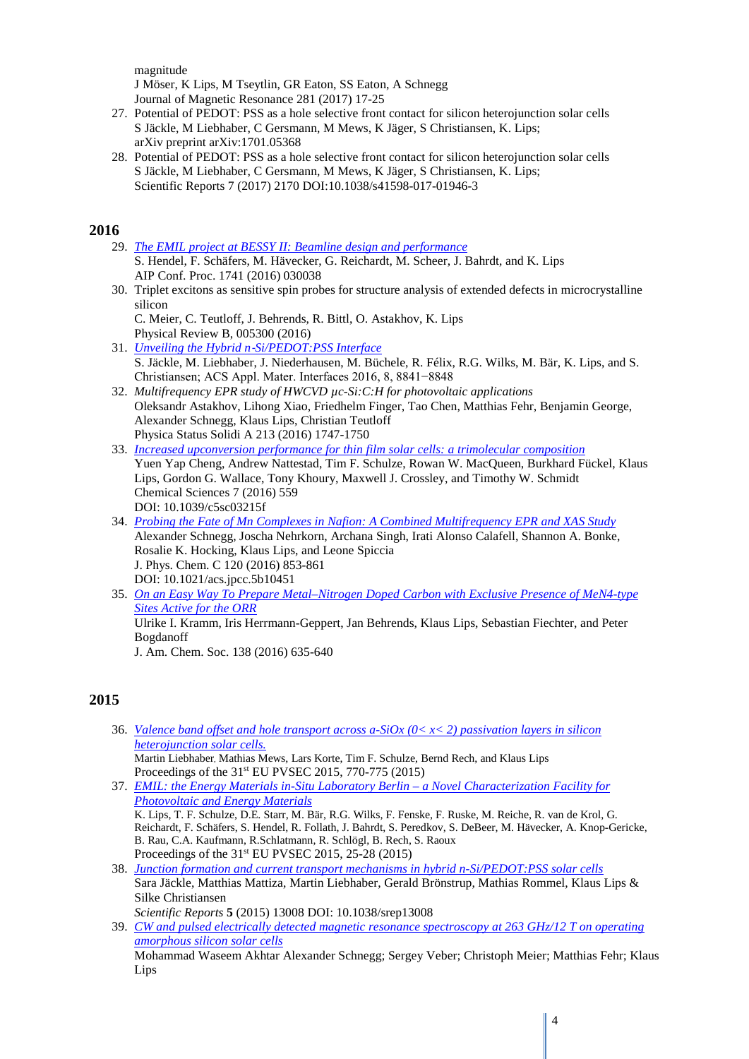magnitude
J Möser, K Lips, M Tseytlin, GR Eaton, SS Eaton, A Schnegg
Journal of Magnetic Resonance 281 (2017) 17-25

27. Potential of PEDOT: PSS as a hole selective front contact for silicon heterojunction solar cells
S Jäckle, M Liebhaber, C Gersmann, M Mews, K Jäger, S Christiansen, K. Lips;
arXiv preprint arXiv:1701.05368
28. Potential of PEDOT: PSS as a hole selective front contact for silicon heterojunction solar cells
S Jäckle, M Liebhaber, C Gersmann, M Mews, K Jäger, S Christiansen, K. Lips;
Scientific Reports 7 (2017) 2170 DOI:10.1038/s41598-017-01946-3

## 2016

29. *The EMIL project at BESSY II: Beamline design and performance*
S. Hendel, F. Schäfers, M. Hävecker, G. Reichardt, M. Scheer, J. Bahrdt, and K. Lips
AIP Conf. Proc. 1741 (2016) 030038
30. Triplet excitons as sensitive spin probes for structure analysis of extended defects in microcrystalline silicon
C. Meier, C. Teutloff, J. Behrends, R. Bittl, O. Astakhov, K. Lips
Physical Review B, 005300 (2016)
31. *Unveiling the Hybrid n-Si/PEDOT:PSS Interface*
S. Jäckle, M. Liebhaber, J. Niederhausen, M. Büchele, R. Félix, R.G. Wilks, M. Bär, K. Lips, and S. Christiansen; ACS Appl. Mater. Interfaces 2016, 8, 8841−8848
32. *Multifrequency EPR study of HWCVD μc-Si:C:H for photovoltaic applications*
Oleksandr Astakhov, Lihong Xiao, Friedhelm Finger, Tao Chen, Matthias Fehr, Benjamin George, Alexander Schnegg, Klaus Lips, Christian Teutloff
Physica Status Solidi A 213 (2016) 1747-1750
33. *Increased upconversion performance for thin film solar cells: a trimolecular composition*
Yuen Yap Cheng, Andrew Nattestad, Tim F. Schulze, Rowan W. MacQueen, Burkhard Fückel, Klaus Lips, Gordon G. Wallace, Tony Khoury, Maxwell J. Crossley, and Timothy W. Schmidt
Chemical Sciences 7 (2016) 559
DOI: 10.1039/c5sc03215f
34. *Probing the Fate of Mn Complexes in Nafion: A Combined Multifrequency EPR and XAS Study*
Alexander Schnegg, Joscha Nehrkorn, Archana Singh, Irati Alonso Calafell, Shannon A. Bonke, Rosalie K. Hocking, Klaus Lips, and Leone Spiccia
J. Phys. Chem. C 120 (2016) 853-861
DOI: 10.1021/acs.jpcc.5b10451
35. *On an Easy Way To Prepare Metal–Nitrogen Doped Carbon with Exclusive Presence of MeN4-type Sites Active for the ORR*
Ulrike I. Kramm, Iris Herrmann-Geppert, Jan Behrends, Klaus Lips, Sebastian Fiechter, and Peter Bogdanoff
J. Am. Chem. Soc. 138 (2016) 635-640

## 2015

36. *Valence band offset and hole transport across a-SiOx (0< x< 2) passivation layers in silicon heterojunction solar cells.*
Martin Liebhaber, Mathias Mews, Lars Korte, Tim F. Schulze, Bernd Rech, and Klaus Lips
Proceedings of the 31st EU PVSEC 2015, 770-775 (2015)
37. *EMIL: the Energy Materials in-Situ Laboratory Berlin – a Novel Characterization Facility for Photovoltaic and Energy Materials*
K. Lips, T. F. Schulze, D.E. Starr, M. Bär, R.G. Wilks, F. Fenske, F. Ruske, M. Reiche, R. van de Krol, G. Reichardt, F. Schäfers, S. Hendel, R. Follath, J. Bahrdt, S. Peredkov, S. DeBeer, M. Hävecker, A. Knop-Gericke, B. Rau, C.A. Kaufmann, R.Schlatmann, R. Schlögl, B. Rech, S. Raoux
Proceedings of the 31st EU PVSEC 2015, 25-28 (2015)
38. *Junction formation and current transport mechanisms in hybrid n-Si/PEDOT:PSS solar cells*
Sara Jäckle, Matthias Mattiza, Martin Liebhaber, Gerald Brönstrup, Mathias Rommel, Klaus Lips & Silke Christiansen
*Scientific Reports* **5** (2015) 13008 DOI: 10.1038/srep13008
39. *CW and pulsed electrically detected magnetic resonance spectroscopy at 263 GHz/12 T on operating amorphous silicon solar cells*
Mohammad Waseem Akhtar Alexander Schnegg; Sergey Veber; Christoph Meier; Matthias Fehr; Klaus Lips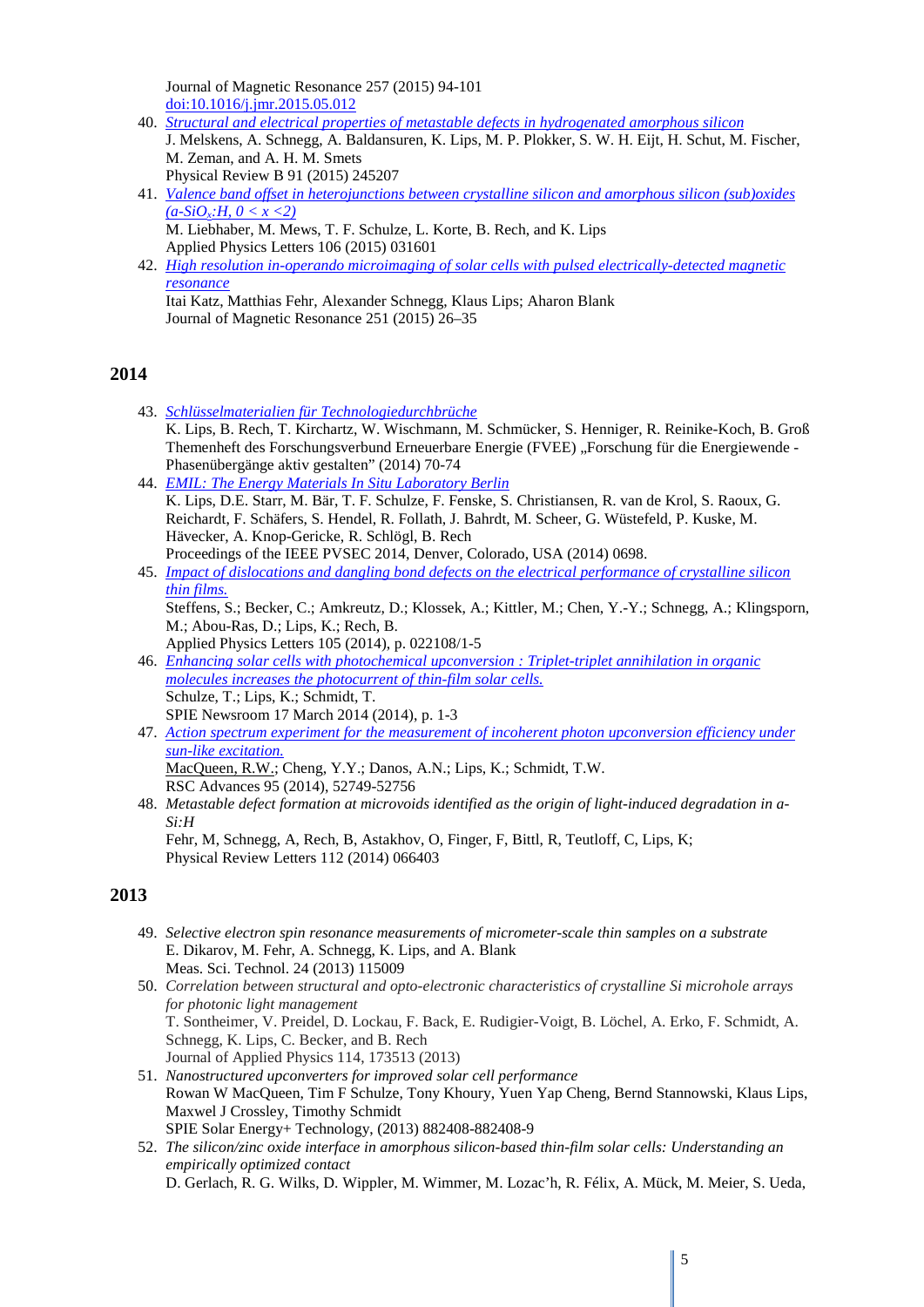Journal of Magnetic Resonance 257 (2015) 94-101
doi:10.1016/j.jmr.2015.05.012

40. *Structural and electrical properties of metastable defects in hydrogenated amorphous silicon*
J. Melskens, A. Schnegg, A. Baldansuren, K. Lips, M. P. Plokker, S. W. H. Eijt, H. Schut, M. Fischer, M. Zeman, and A. H. M. Smets
Physical Review B 91 (2015) 245207
41. *Valence band offset in heterojunctions between crystalline silicon and amorphous silicon (sub)oxides ($a$-$SiO_x$:H, $0 < x < 2$)*
M. Liebhaber, M. Mews, T. F. Schulze, L. Korte, B. Rech, and K. Lips
Applied Physics Letters 106 (2015) 031601
42. *High resolution in-operando microimaging of solar cells with pulsed electrically-detected magnetic resonance*
Itai Katz, Matthias Fehr, Alexander Schnegg, Klaus Lips; Aharon Blank
Journal of Magnetic Resonance 251 (2015) 26–35

## 2014

43. *Schlüsselmaterialien für Technologiedurchbrüche*
K. Lips, B. Rech, T. Kirchartz, W. Wischmann, M. Schmücker, S. Henniger, R. Reinike-Koch, B. Groß
Themenheft des Forschungsverbund Erneuerbare Energie (FVEE) „Forschung für die Energiewende - Phasenübergänge aktiv gestalten" (2014) 70-74
44. *EMIL: The Energy Materials In Situ Laboratory Berlin*
K. Lips, D.E. Starr, M. Bär, T. F. Schulze, F. Fenske, S. Christiansen, R. van de Krol, S. Raoux, G. Reichardt, F. Schäfers, S. Hendel, R. Follath, J. Bahrdt, M. Scheer, G. Wüstefeld, P. Kuske, M. Hävecker, A. Knop-Gericke, R. Schlögl, B. Rech
Proceedings of the IEEE PVSEC 2014, Denver, Colorado, USA (2014) 0698.
45. *Impact of dislocations and dangling bond defects on the electrical performance of crystalline silicon thin films.*
Steffens, S.; Becker, C.; Amkreutz, D.; Klossek, A.; Kittler, M.; Chen, Y.-Y.; Schnegg, A.; Klingsporn, M.; Abou-Ras, D.; Lips, K.; Rech, B.
Applied Physics Letters 105 (2014), p. 022108/1-5
46. *Enhancing solar cells with photochemical upconversion : Triplet-triplet annihilation in organic molecules increases the photocurrent of thin-film solar cells.*
Schulze, T.; Lips, K.; Schmidt, T.
SPIE Newsroom 17 March 2014 (2014), p. 1-3
47. *Action spectrum experiment for the measurement of incoherent photon upconversion efficiency under sun-like excitation.*
MacQueen, R.W.; Cheng, Y.Y.; Danos, A.N.; Lips, K.; Schmidt, T.W.
RSC Advances 95 (2014), 52749-52756
48. *Metastable defect formation at microvoids identified as the origin of light-induced degradation in a-Si:H*
Fehr, M, Schnegg, A, Rech, B, Astakhov, O, Finger, F, Bittl, R, Teutloff, C, Lips, K;
Physical Review Letters 112 (2014) 066403

## 2013

49. *Selective electron spin resonance measurements of micrometer-scale thin samples on a substrate*
E. Dikarov, M. Fehr, A. Schnegg, K. Lips, and A. Blank
Meas. Sci. Technol. 24 (2013) 115009
50. *Correlation between structural and opto-electronic characteristics of crystalline Si microhole arrays for photonic light management*
T. Sontheimer, V. Preidel, D. Lockau, F. Back, E. Rudigier-Voigt, B. Löchel, A. Erko, F. Schmidt, A. Schnegg, K. Lips, C. Becker, and B. Rech
Journal of Applied Physics 114, 173513 (2013)
51. *Nanostructured upconverters for improved solar cell performance*
Rowan W MacQueen, Tim F Schulze, Tony Khoury, Yuen Yap Cheng, Bernd Stannowski, Klaus Lips, Maxwel J Crossley, Timothy Schmidt
SPIE Solar Energy+ Technology, (2013) 882408-882408-9
52. *The silicon/zinc oxide interface in amorphous silicon-based thin-film solar cells: Understanding an empirically optimized contact*
D. Gerlach, R. G. Wilks, D. Wippler, M. Wimmer, M. Lozac'h, R. Félix, A. Mück, M. Meier, S. Ueda,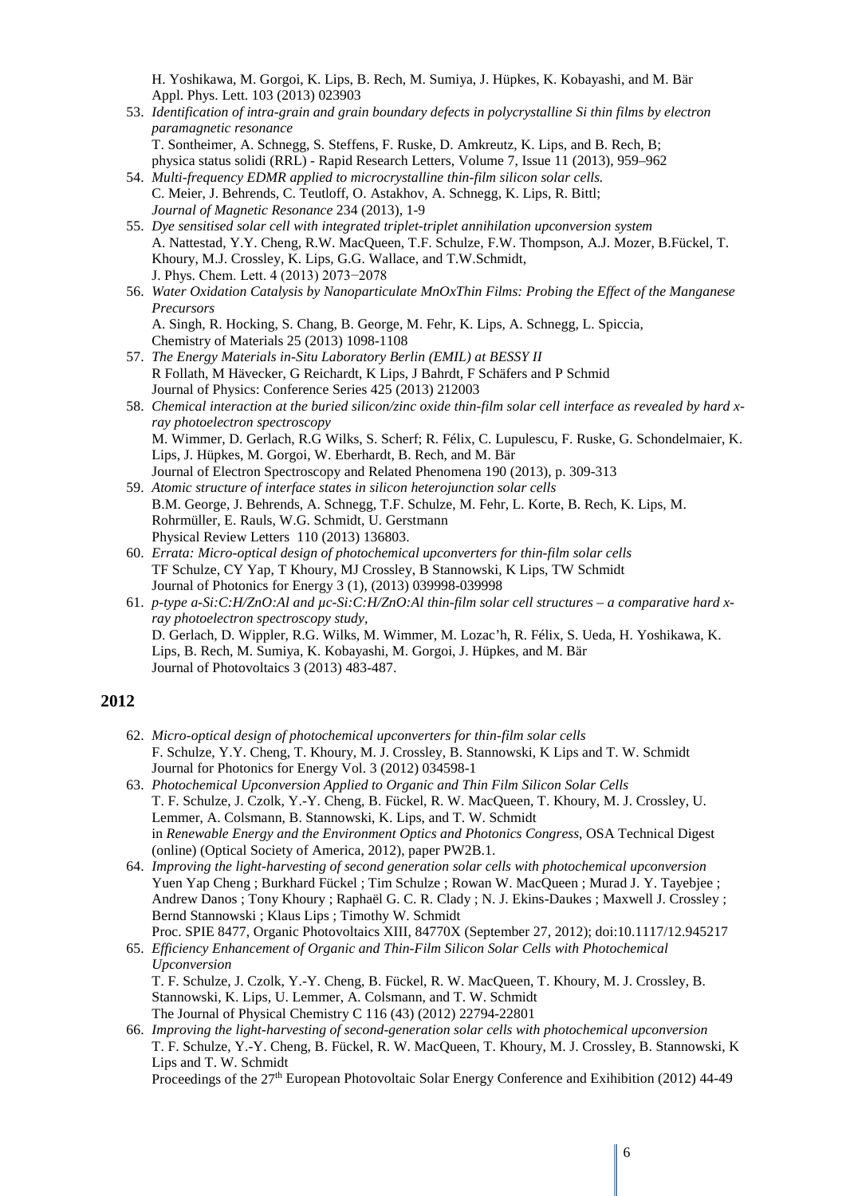H. Yoshikawa, M. Gorgoi, K. Lips, B. Rech, M. Sumiya, J. Hüpkes, K. Kobayashi, and M. Bär
Appl. Phys. Lett. 103 (2013) 023903

53. *Identification of intra-grain and grain boundary defects in polycrystalline Si thin films by electron paramagnetic resonance*
    T. Sontheimer, A. Schnegg, S. Steffens, F. Ruske, D. Amkreutz, K. Lips, and B. Rech, B;
    physica status solidi (RRL) - Rapid Research Letters, Volume 7, Issue 11 (2013), 959–962
54. *Multi-frequency EDMR applied to microcrystalline thin-film silicon solar cells.*
    C. Meier, J. Behrends, C. Teutloff, O. Astakhov, A. Schnegg, K. Lips, R. Bittl;
    *Journal of Magnetic Resonance* 234 (2013), 1-9
55. *Dye sensitised solar cell with integrated triplet-triplet annihilation upconversion system*
    A. Nattestad, Y.Y. Cheng, R.W. MacQueen, T.F. Schulze, F.W. Thompson, A.J. Mozer, B.Fückel, T. Khoury, M.J. Crossley, K. Lips, G.G. Wallace, and T.W.Schmidt,
    J. Phys. Chem. Lett. 4 (2013) 2073−2078
56. *Water Oxidation Catalysis by Nanoparticulate MnOxThin Films: Probing the Effect of the Manganese Precursors*
    A. Singh, R. Hocking, S. Chang, B. George, M. Fehr, K. Lips, A. Schnegg, L. Spiccia,
    Chemistry of Materials 25 (2013) 1098-1108
57. *The Energy Materials in-Situ Laboratory Berlin (EMIL) at BESSY II*
    R Follath, M Hävecker, G Reichardt, K Lips, J Bahrdt, F Schäfers and P Schmid
    Journal of Physics: Conference Series 425 (2013) 212003
58. *Chemical interaction at the buried silicon/zinc oxide thin-film solar cell interface as revealed by hard x-ray photoelectron spectroscopy*
    M. Wimmer, D. Gerlach, R.G Wilks, S. Scherf; R. Félix, C. Lupulescu, F. Ruske, G. Schondelmaier, K. Lips, J. Hüpkes, M. Gorgoi, W. Eberhardt, B. Rech, and M. Bär
    Journal of Electron Spectroscopy and Related Phenomena 190 (2013), p. 309-313
59. *Atomic structure of interface states in silicon heterojunction solar cells*
    B.M. George, J. Behrends, A. Schnegg, T.F. Schulze, M. Fehr, L. Korte, B. Rech, K. Lips, M. Rohrmüller, E. Rauls, W.G. Schmidt, U. Gerstmann
    Physical Review Letters 110 (2013) 136803.
60. *Errata: Micro-optical design of photochemical upconverters for thin-film solar cells*
    TF Schulze, CY Yap, T Khoury, MJ Crossley, B Stannowski, K Lips, TW Schmidt
    Journal of Photonics for Energy 3 (1), (2013) 039998-039998
61. *p-type a-Si:C:H/ZnO:Al and μc-Si:C:H/ZnO:Al thin-film solar cell structures – a comparative hard x-ray photoelectron spectroscopy study,*
    D. Gerlach, D. Wippler, R.G. Wilks, M. Wimmer, M. Lozac'h, R. Félix, S. Ueda, H. Yoshikawa, K. Lips, B. Rech, M. Sumiya, K. Kobayashi, M. Gorgoi, J. Hüpkes, and M. Bär
    Journal of Photovoltaics 3 (2013) 483-487.

## 2012

62. *Micro-optical design of photochemical upconverters for thin-film solar cells*
    F. Schulze, Y.Y. Cheng, T. Khoury, M. J. Crossley, B. Stannowski, K Lips and T. W. Schmidt
    Journal for Photonics for Energy Vol. 3 (2012) 034598-1
63. *Photochemical Upconversion Applied to Organic and Thin Film Silicon Solar Cells*
    T. F. Schulze, J. Czolk, Y.-Y. Cheng, B. Fückel, R. W. MacQueen, T. Khoury, M. J. Crossley, U. Lemmer, A. Colsmann, B. Stannowski, K. Lips, and T. W. Schmidt
    in *Renewable Energy and the Environment Optics and Photonics Congress*, OSA Technical Digest (online) (Optical Society of America, 2012), paper PW2B.1.
64. *Improving the light-harvesting of second generation solar cells with photochemical upconversion*
    Yuen Yap Cheng ; Burkhard Fückel ; Tim Schulze ; Rowan W. MacQueen ; Murad J. Y. Tayebjee ; Andrew Danos ; Tony Khoury ; Raphaël G. C. R. Clady ; N. J. Ekins-Daukes ; Maxwell J. Crossley ; Bernd Stannowski ; Klaus Lips ; Timothy W. Schmidt
    Proc. SPIE 8477, Organic Photovoltaics XIII, 84770X (September 27, 2012); doi:10.1117/12.945217
65. *Efficiency Enhancement of Organic and Thin-Film Silicon Solar Cells with Photochemical Upconversion*
    T. F. Schulze, J. Czolk, Y.-Y. Cheng, B. Fückel, R. W. MacQueen, T. Khoury, M. J. Crossley, B. Stannowski, K. Lips, U. Lemmer, A. Colsmann, and T. W. Schmidt
    The Journal of Physical Chemistry C 116 (43) (2012) 22794-22801
66. *Improving the light-harvesting of second-generation solar cells with photochemical upconversion*
    T. F. Schulze, Y.-Y. Cheng, B. Fückel, R. W. MacQueen, T. Khoury, M. J. Crossley, B. Stannowski, K Lips and T. W. Schmidt
    Proceedings of the 27th European Photovoltaic Solar Energy Conference and Exihibition (2012) 44-49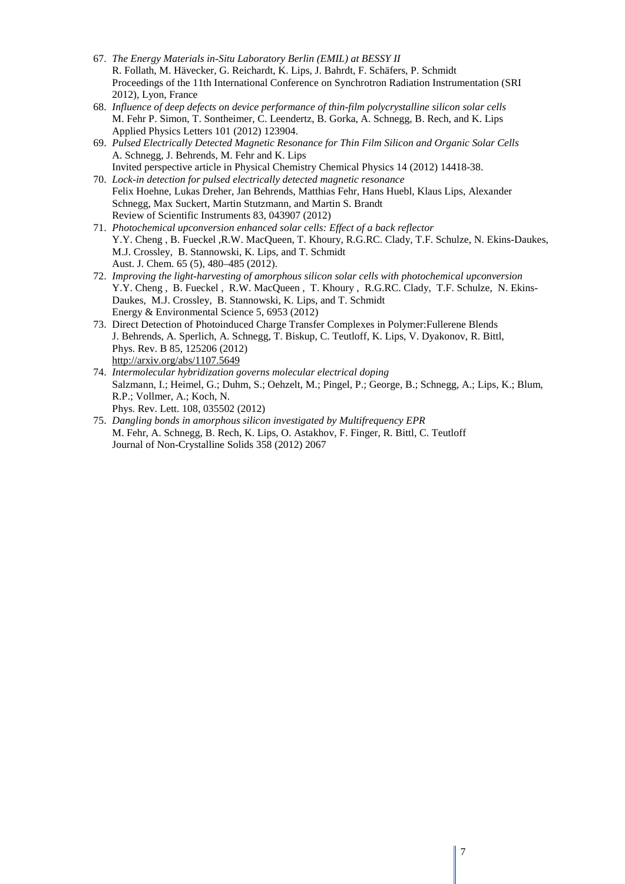67. *The Energy Materials in-Situ Laboratory Berlin (EMIL) at BESSY II*
    R. Follath, M. Hävecker, G. Reichardt, K. Lips, J. Bahrdt, F. Schäfers, P. Schmidt
    Proceedings of the 11th International Conference on Synchrotron Radiation Instrumentation (SRI 2012), Lyon, France
68. *Influence of deep defects on device performance of thin-film polycrystalline silicon solar cells*
    M. Fehr P. Simon, T. Sontheimer, C. Leendertz, B. Gorka, A. Schnegg, B. Rech, and K. Lips
    Applied Physics Letters 101 (2012) 123904.
69. *Pulsed Electrically Detected Magnetic Resonance for Thin Film Silicon and Organic Solar Cells*
    A. Schnegg, J. Behrends, M. Fehr and K. Lips
    Invited perspective article in Physical Chemistry Chemical Physics 14 (2012) 14418-38.
70. *Lock-in detection for pulsed electrically detected magnetic resonance*
    Felix Hoehne, Lukas Dreher, Jan Behrends, Matthias Fehr, Hans Huebl, Klaus Lips, Alexander Schnegg, Max Suckert, Martin Stutzmann, and Martin S. Brandt
    Review of Scientific Instruments 83, 043907 (2012)
71. *Photochemical upconversion enhanced solar cells: Effect of a back reflector*
    Y.Y. Cheng , B. Fueckel ,R.W. MacQueen, T. Khoury, R.G.RC. Clady, T.F. Schulze, N. Ekins-Daukes, M.J. Crossley, B. Stannowski, K. Lips, and T. Schmidt
    Aust. J. Chem. 65 (5), 480–485 (2012).
72. *Improving the light-harvesting of amorphous silicon solar cells with photochemical upconversion*
    Y.Y. Cheng , B. Fueckel , R.W. MacQueen , T. Khoury , R.G.RC. Clady, T.F. Schulze, N. Ekins-Daukes, M.J. Crossley, B. Stannowski, K. Lips, and T. Schmidt
    Energy & Environmental Science 5, 6953 (2012)
73. Direct Detection of Photoinduced Charge Transfer Complexes in Polymer:Fullerene Blends
    J. Behrends, A. Sperlich, A. Schnegg, T. Biskup, C. Teutloff, K. Lips, V. Dyakonov, R. Bittl,
    Phys. Rev. B 85, 125206 (2012)
    http://arxiv.org/abs/1107.5649
74. *Intermolecular hybridization governs molecular electrical doping*
    Salzmann, I.; Heimel, G.; Duhm, S.; Oehzelt, M.; Pingel, P.; George, B.; Schnegg, A.; Lips, K.; Blum, R.P.; Vollmer, A.; Koch, N.
    Phys. Rev. Lett. 108, 035502 (2012)
75. *Dangling bonds in amorphous silicon investigated by Multifrequency EPR*
    M. Fehr, A. Schnegg, B. Rech, K. Lips, O. Astakhov, F. Finger, R. Bittl, C. Teutloff
    Journal of Non-Crystalline Solids 358 (2012) 2067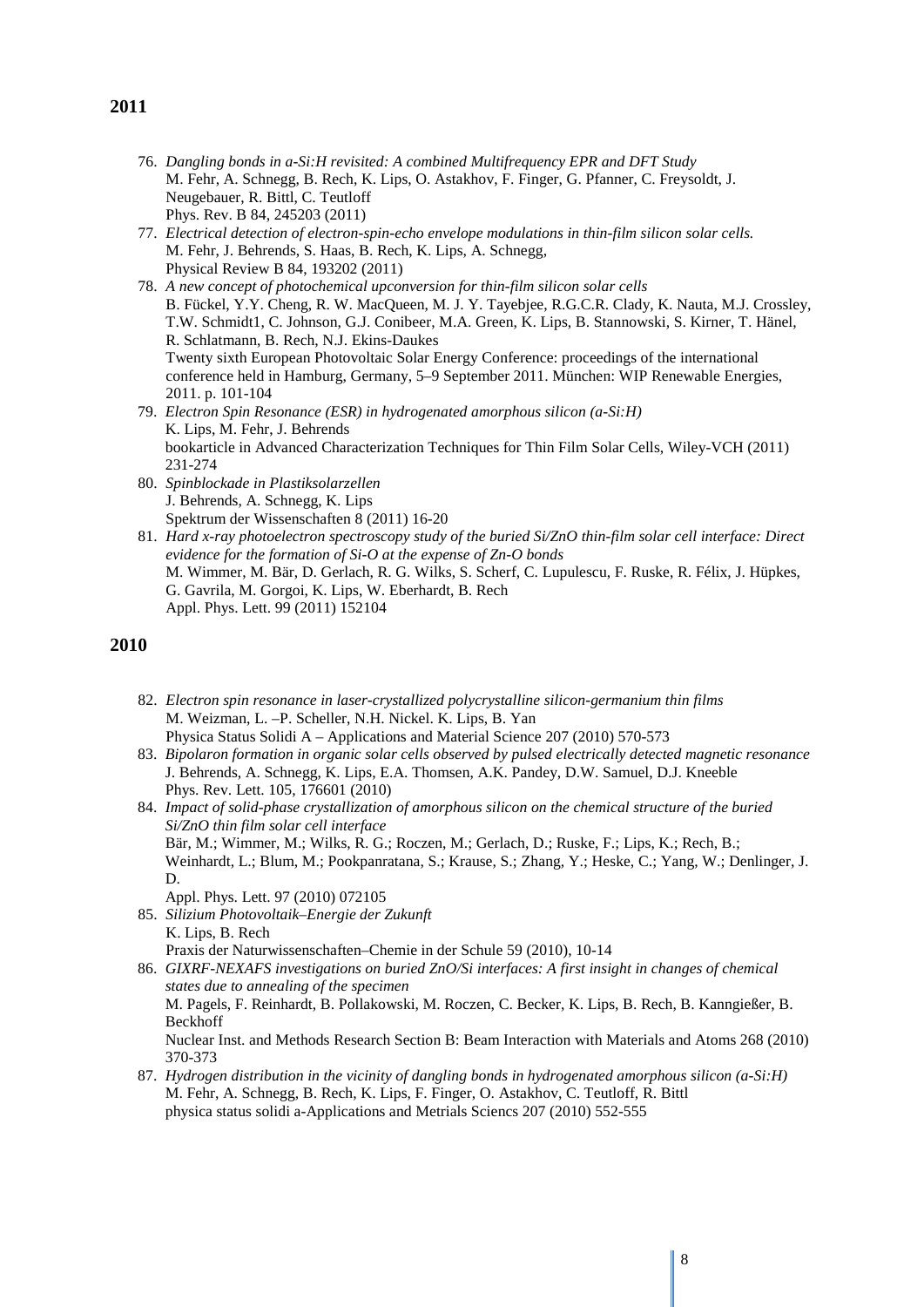## 2011

76. *Dangling bonds in a-Si:H revisited: A combined Multifrequency EPR and DFT Study*
    M. Fehr, A. Schnegg, B. Rech, K. Lips, O. Astakhov, F. Finger, G. Pfanner, C. Freysoldt, J. Neugebauer, R. Bittl, C. Teutloff
    Phys. Rev. B 84, 245203 (2011)
77. *Electrical detection of electron-spin-echo envelope modulations in thin-film silicon solar cells.*
    M. Fehr, J. Behrends, S. Haas, B. Rech, K. Lips, A. Schnegg,
    Physical Review B 84, 193202 (2011)
78. *A new concept of photochemical upconversion for thin-film silicon solar cells*
    B. Fückel, Y.Y. Cheng, R. W. MacQueen, M. J. Y. Tayebjee, R.G.C.R. Clady, K. Nauta, M.J. Crossley, T.W. Schmidt1, C. Johnson, G.J. Conibeer, M.A. Green, K. Lips, B. Stannowski, S. Kirner, T. Hänel, R. Schlatmann, B. Rech, N.J. Ekins-Daukes
    Twenty sixth European Photovoltaic Solar Energy Conference: proceedings of the international conference held in Hamburg, Germany, 5–9 September 2011. München: WIP Renewable Energies, 2011. p. 101-104
79. *Electron Spin Resonance (ESR) in hydrogenated amorphous silicon (a-Si:H)*
    K. Lips, M. Fehr, J. Behrends
    bookarticle in Advanced Characterization Techniques for Thin Film Solar Cells, Wiley-VCH (2011) 231-274
80. *Spinblockade in Plastiksolarzellen*
    J. Behrends, A. Schnegg, K. Lips
    Spektrum der Wissenschaften 8 (2011) 16-20
81. *Hard x-ray photoelectron spectroscopy study of the buried Si/ZnO thin-film solar cell interface: Direct evidence for the formation of Si-O at the expense of Zn-O bonds*
    M. Wimmer, M. Bär, D. Gerlach, R. G. Wilks, S. Scherf, C. Lupulescu, F. Ruske, R. Félix, J. Hüpkes, G. Gavrila, M. Gorgoi, K. Lips, W. Eberhardt, B. Rech
    Appl. Phys. Lett. 99 (2011) 152104

## 2010

82. *Electron spin resonance in laser-crystallized polycrystalline silicon-germanium thin films*
    M. Weizman, L. –P. Scheller, N.H. Nickel. K. Lips, B. Yan
    Physica Status Solidi A – Applications and Material Science 207 (2010) 570-573
83. *Bipolaron formation in organic solar cells observed by pulsed electrically detected magnetic resonance*
    J. Behrends, A. Schnegg, K. Lips, E.A. Thomsen, A.K. Pandey, D.W. Samuel, D.J. Kneeble
    Phys. Rev. Lett. 105, 176601 (2010)
84. *Impact of solid-phase crystallization of amorphous silicon on the chemical structure of the buried Si/ZnO thin film solar cell interface*
    Bär, M.; Wimmer, M.; Wilks, R. G.; Roczen, M.; Gerlach, D.; Ruske, F.; Lips, K.; Rech, B.; Weinhardt, L.; Blum, M.; Pookpanratana, S.; Krause, S.; Zhang, Y.; Heske, C.; Yang, W.; Denlinger, J. D.
    Appl. Phys. Lett. 97 (2010) 072105
85. *Silizium Photovoltaik–Energie der Zukunft*
    K. Lips, B. Rech
    Praxis der Naturwissenschaften–Chemie in der Schule 59 (2010), 10-14
86. *GIXRF-NEXAFS investigations on buried ZnO/Si interfaces: A first insight in changes of chemical states due to annealing of the specimen*
    M. Pagels, F. Reinhardt, B. Pollakowski, M. Roczen, C. Becker, K. Lips, B. Rech, B. Kanngießer, B. Beckhoff
    Nuclear Inst. and Methods Research Section B: Beam Interaction with Materials and Atoms 268 (2010) 370-373
87. *Hydrogen distribution in the vicinity of dangling bonds in hydrogenated amorphous silicon (a-Si:H)*
    M. Fehr, A. Schnegg, B. Rech, K. Lips, F. Finger, O. Astakhov, C. Teutloff, R. Bittl
    physica status solidi a-Applications and Metrials Sciencs 207 (2010) 552-555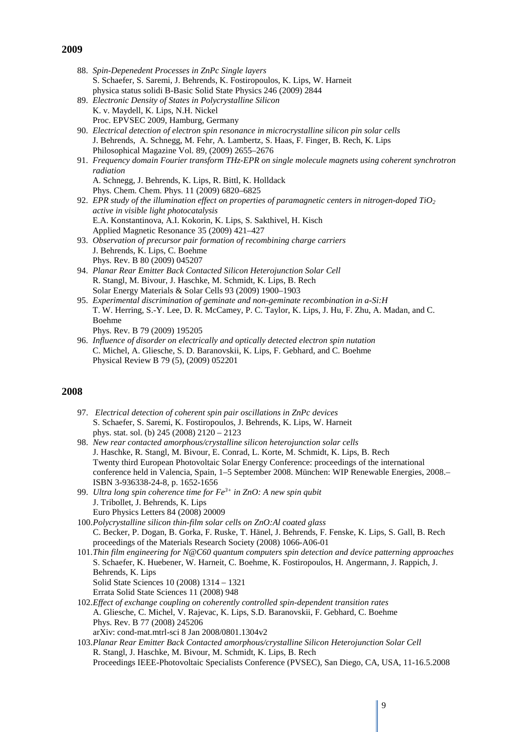## 2009

88. *Spin-Depenedent Processes in ZnPc Single layers*
    S. Schaefer, S. Saremi, J. Behrends, K. Fostiropoulos, K. Lips, W. Harneit
    physica status solidi B-Basic Solid State Physics 246 (2009) 2844
89. *Electronic Density of States in Polycrystalline Silicon*
    K. v. Maydell, K. Lips, N.H. Nickel
    Proc. EPVSEC 2009, Hamburg, Germany
90. *Electrical detection of electron spin resonance in microcrystalline silicon pin solar cells*
    J. Behrends, A. Schnegg, M. Fehr, A. Lambertz, S. Haas, F. Finger, B. Rech, K. Lips
    Philosophical Magazine Vol. 89, (2009) 2655–2676
91. *Frequency domain Fourier transform THz-EPR on single molecule magnets using coherent synchrotron radiation*
    A. Schnegg, J. Behrends, K. Lips, R. Bittl, K. Holldack
    Phys. Chem. Chem. Phys. 11 (2009) 6820–6825
92. *EPR study of the illumination effect on properties of paramagnetic centers in nitrogen-doped $TiO_2$ active in visible light photocatalysis*
    E.A. Konstantinova, A.I. Kokorin, K. Lips, S. Sakthivel, H. Kisch
    Applied Magnetic Resonance 35 (2009) 421–427
93. *Observation of precursor pair formation of recombining charge carriers*
    J. Behrends, K. Lips, C. Boehme
    Phys. Rev. B 80 (2009) 045207
94. *Planar Rear Emitter Back Contacted Silicon Heterojunction Solar Cell*
    R. Stangl, M. Bivour, J. Haschke, M. Schmidt, K. Lips, B. Rech
    Solar Energy Materials & Solar Cells 93 (2009) 1900–1903
95. *Experimental discrimination of geminate and non-geminate recombination in a-Si:H*
    T. W. Herring, S.-Y. Lee, D. R. McCamey, P. C. Taylor, K. Lips, J. Hu, F. Zhu, A. Madan, and C. Boehme
    Phys. Rev. B 79 (2009) 195205
96. *Influence of disorder on electrically and optically detected electron spin nutation*
    C. Michel, A. Gliesche, S. D. Baranovskii, K. Lips, F. Gebhard, and C. Boehme
    Physical Review B 79 (5), (2009) 052201

## 2008

97. *Electrical detection of coherent spin pair oscillations in ZnPc devices*
    S. Schaefer, S. Saremi, K. Fostiropoulos, J. Behrends, K. Lips, W. Harneit
    phys. stat. sol. (b) 245 (2008) 2120 – 2123
98. *New rear contacted amorphous/crystalline silicon heterojunction solar cells*
    J. Haschke, R. Stangl, M. Bivour, E. Conrad, L. Korte, M. Schmidt, K. Lips, B. Rech
    Twenty third European Photovoltaic Solar Energy Conference: proceedings of the international conference held in Valencia, Spain, 1–5 September 2008. München: WIP Renewable Energies, 2008.– ISBN 3-936338-24-8, p. 1652-1656
99. *Ultra long spin coherence time for $Fe^{3+}$ in ZnO: A new spin qubit*
    J. Tribollet, J. Behrends, K. Lips
    Euro Physics Letters 84 (2008) 20009
100. *Polycrystalline silicon thin-film solar cells on ZnO:Al coated glass*
    C. Becker, P. Dogan, B. Gorka, F. Ruske, T. Hänel, J. Behrends, F. Fenske, K. Lips, S. Gall, B. Rech
    proceedings of the Materials Research Society (2008) 1066-A06-01
101. *Thin film engineering for N@C60 quantum computers spin detection and device patterning approaches*
    S. Schaefer, K. Huebener, W. Harneit, C. Boehme, K. Fostiropoulos, H. Angermann, J. Rappich, J. Behrends, K. Lips
    Solid State Sciences 10 (2008) 1314 – 1321
    Errata Solid State Sciences 11 (2008) 948
102. *Effect of exchange coupling on coherently controlled spin-dependent transition rates*
    A. Gliesche, C. Michel, V. Rajevac, K. Lips, S.D. Baranovskii, F. Gebhard, C. Boehme
    Phys. Rev. B 77 (2008) 245206
    arXiv: cond-mat.mtrl-sci 8 Jan 2008/0801.1304v2
103. *Planar Rear Emitter Back Contacted amorphous/crystalline Silicon Heterojunction Solar Cell*
    R. Stangl, J. Haschke, M. Bivour, M. Schmidt, K. Lips, B. Rech
    Proceedings IEEE-Photovoltaic Specialists Conference (PVSEC), San Diego, CA, USA, 11-16.5.2008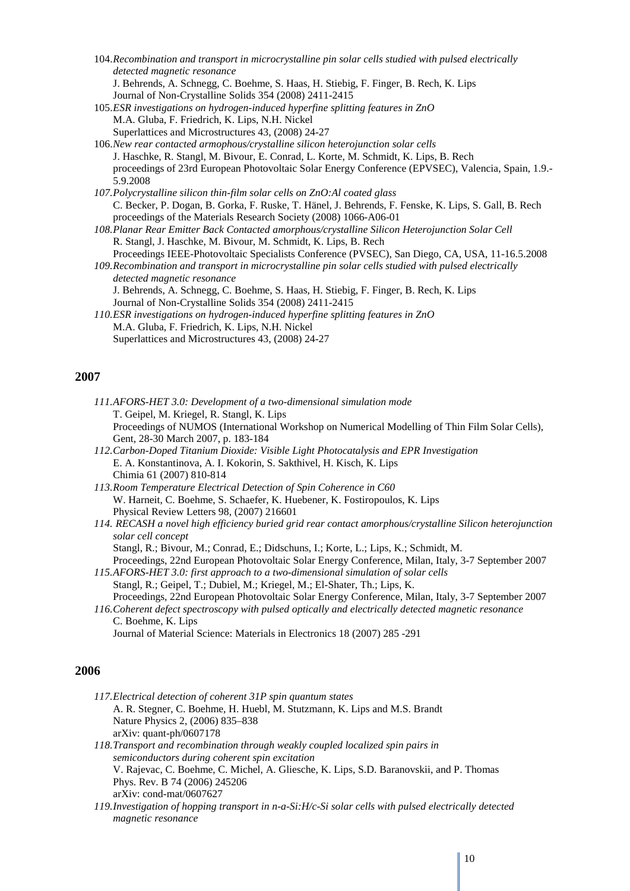104. *Recombination and transport in microcrystalline pin solar cells studied with pulsed electrically detected magnetic resonance*
J. Behrends, A. Schnegg, C. Boehme, S. Haas, H. Stiebig, F. Finger, B. Rech, K. Lips
Journal of Non-Crystalline Solids 354 (2008) 2411-2415

105. *ESR investigations on hydrogen-induced hyperfine splitting features in ZnO*
M.A. Gluba, F. Friedrich, K. Lips, N.H. Nickel
Superlattices and Microstructures 43, (2008) 24-27

106. *New rear contacted armophous/crystalline silicon heterojunction solar cells*
J. Haschke, R. Stangl, M. Bivour, E. Conrad, L. Korte, M. Schmidt, K. Lips, B. Rech
proceedings of 23rd European Photovoltaic Solar Energy Conference (EPVSEC), Valencia, Spain, 1.9.-5.9.2008

107. *Polycrystalline silicon thin-film solar cells on ZnO:Al coated glass*
C. Becker, P. Dogan, B. Gorka, F. Ruske, T. Hänel, J. Behrends, F. Fenske, K. Lips, S. Gall, B. Rech
proceedings of the Materials Research Society (2008) 1066-A06-01

108. *Planar Rear Emitter Back Contacted amorphous/crystalline Silicon Heterojunction Solar Cell*
R. Stangl, J. Haschke, M. Bivour, M. Schmidt, K. Lips, B. Rech
Proceedings IEEE-Photovoltaic Specialists Conference (PVSEC), San Diego, CA, USA, 11-16.5.2008

109. *Recombination and transport in microcrystalline pin solar cells studied with pulsed electrically detected magnetic resonance*
J. Behrends, A. Schnegg, C. Boehme, S. Haas, H. Stiebig, F. Finger, B. Rech, K. Lips
Journal of Non-Crystalline Solids 354 (2008) 2411-2415

110. *ESR investigations on hydrogen-induced hyperfine splitting features in ZnO*
M.A. Gluba, F. Friedrich, K. Lips, N.H. Nickel
Superlattices and Microstructures 43, (2008) 24-27

## 2007

111. *AFORS-HET 3.0: Development of a two-dimensional simulation mode*
T. Geipel, M. Kriegel, R. Stangl, K. Lips
Proceedings of NUMOS (International Workshop on Numerical Modelling of Thin Film Solar Cells), Gent, 28-30 March 2007, p. 183-184

112. *Carbon-Doped Titanium Dioxide: Visible Light Photocatalysis and EPR Investigation*
E. A. Konstantinova, A. I. Kokorin, S. Sakthivel, H. Kisch, K. Lips
Chimia 61 (2007) 810-814

113. *Room Temperature Electrical Detection of Spin Coherence in C60*
W. Harneit, C. Boehme, S. Schaefer, K. Huebener, K. Fostiropoulos, K. Lips
Physical Review Letters 98, (2007) 216601

114. *RECASH a novel high efficiency buried grid rear contact amorphous/crystalline Silicon heterojunction solar cell concept*
Stangl, R.; Bivour, M.; Conrad, E.; Didschuns, I.; Korte, L.; Lips, K.; Schmidt, M.
Proceedings, 22nd European Photovoltaic Solar Energy Conference, Milan, Italy, 3-7 September 2007

115. *AFORS-HET 3.0: first approach to a two-dimensional simulation of solar cells*
Stangl, R.; Geipel, T.; Dubiel, M.; Kriegel, M.; El-Shater, Th.; Lips, K.
Proceedings, 22nd European Photovoltaic Solar Energy Conference, Milan, Italy, 3-7 September 2007

116. *Coherent defect spectroscopy with pulsed optically and electrically detected magnetic resonance*
C. Boehme, K. Lips
Journal of Material Science: Materials in Electronics 18 (2007) 285 -291

## 2006

117. *Electrical detection of coherent 31P spin quantum states*
A. R. Stegner, C. Boehme, H. Huebl, M. Stutzmann, K. Lips and M.S. Brandt
Nature Physics 2, (2006) 835–838
arXiv: quant-ph/0607178

118. *Transport and recombination through weakly coupled localized spin pairs in semiconductors during coherent spin excitation*
V. Rajevac, C. Boehme, C. Michel, A. Gliesche, K. Lips, S.D. Baranovskii, and P. Thomas
Phys. Rev. B 74 (2006) 245206
arXiv: cond-mat/0607627

119. *Investigation of hopping transport in n-a-Si:H/c-Si solar cells with pulsed electrically detected magnetic resonance*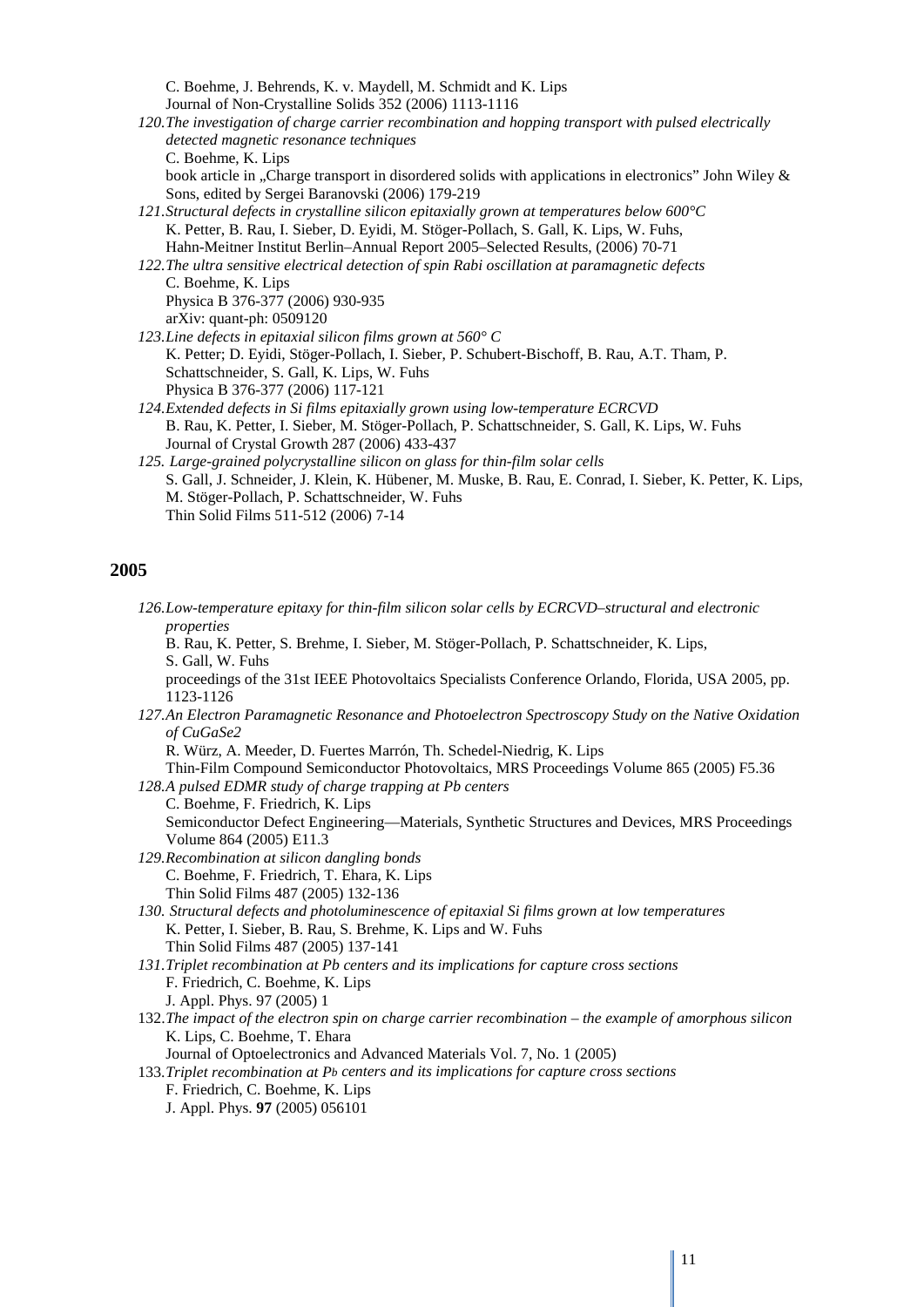C. Boehme, J. Behrends, K. v. Maydell, M. Schmidt and K. Lips
Journal of Non-Crystalline Solids 352 (2006) 1113-1116

120. *The investigation of charge carrier recombination and hopping transport with pulsed electrically detected magnetic resonance techniques*
C. Boehme, K. Lips
book article in „Charge transport in disordered solids with applications in electronics" John Wiley & Sons, edited by Sergei Baranovski (2006) 179-219

121. *Structural defects in crystalline silicon epitaxially grown at temperatures below 600°C*
K. Petter, B. Rau, I. Sieber, D. Eyidi, M. Stöger-Pollach, S. Gall, K. Lips, W. Fuhs,
Hahn-Meitner Institut Berlin–Annual Report 2005–Selected Results, (2006) 70-71

122. *The ultra sensitive electrical detection of spin Rabi oscillation at paramagnetic defects*
C. Boehme, K. Lips
Physica B 376-377 (2006) 930-935
arXiv: quant-ph: 0509120

123. *Line defects in epitaxial silicon films grown at 560° C*
K. Petter; D. Eyidi, Stöger-Pollach, I. Sieber, P. Schubert-Bischoff, B. Rau, A.T. Tham, P. Schattschneider, S. Gall, K. Lips, W. Fuhs
Physica B 376-377 (2006) 117-121

124. *Extended defects in Si films epitaxially grown using low-temperature ECRCVD*
B. Rau, K. Petter, I. Sieber, M. Stöger-Pollach, P. Schattschneider, S. Gall, K. Lips, W. Fuhs
Journal of Crystal Growth 287 (2006) 433-437

125. *Large-grained polycrystalline silicon on glass for thin-film solar cells*
S. Gall, J. Schneider, J. Klein, K. Hübener, M. Muske, B. Rau, E. Conrad, I. Sieber, K. Petter, K. Lips, M. Stöger-Pollach, P. Schattschneider, W. Fuhs
Thin Solid Films 511-512 (2006) 7-14

## 2005

126. *Low-temperature epitaxy for thin-film silicon solar cells by ECRCVD–structural and electronic properties*
B. Rau, K. Petter, S. Brehme, I. Sieber, M. Stöger-Pollach, P. Schattschneider, K. Lips, S. Gall, W. Fuhs
proceedings of the 31st IEEE Photovoltaics Specialists Conference Orlando, Florida, USA 2005, pp. 1123-1126

127. *An Electron Paramagnetic Resonance and Photoelectron Spectroscopy Study on the Native Oxidation of CuGaSe2*
R. Würz, A. Meeder, D. Fuertes Marrón, Th. Schedel-Niedrig, K. Lips
Thin-Film Compound Semiconductor Photovoltaics, MRS Proceedings Volume 865 (2005) F5.36

128. *A pulsed EDMR study of charge trapping at Pb centers*
C. Boehme, F. Friedrich, K. Lips
Semiconductor Defect Engineering—Materials, Synthetic Structures and Devices, MRS Proceedings Volume 864 (2005) E11.3

129. *Recombination at silicon dangling bonds*
C. Boehme, F. Friedrich, T. Ehara, K. Lips
Thin Solid Films 487 (2005) 132-136

130. *Structural defects and photoluminescence of epitaxial Si films grown at low temperatures*
K. Petter, I. Sieber, B. Rau, S. Brehme, K. Lips and W. Fuhs
Thin Solid Films 487 (2005) 137-141

131. *Triplet recombination at Pb centers and its implications for capture cross sections*
F. Friedrich, C. Boehme, K. Lips
J. Appl. Phys. 97 (2005) 1

132. *The impact of the electron spin on charge carrier recombination – the example of amorphous silicon*
K. Lips, C. Boehme, T. Ehara
Journal of Optoelectronics and Advanced Materials Vol. 7, No. 1 (2005)

133. *Triplet recombination at $P_b$ centers and its implications for capture cross sections*
F. Friedrich, C. Boehme, K. Lips
J. Appl. Phys. **97** (2005) 056101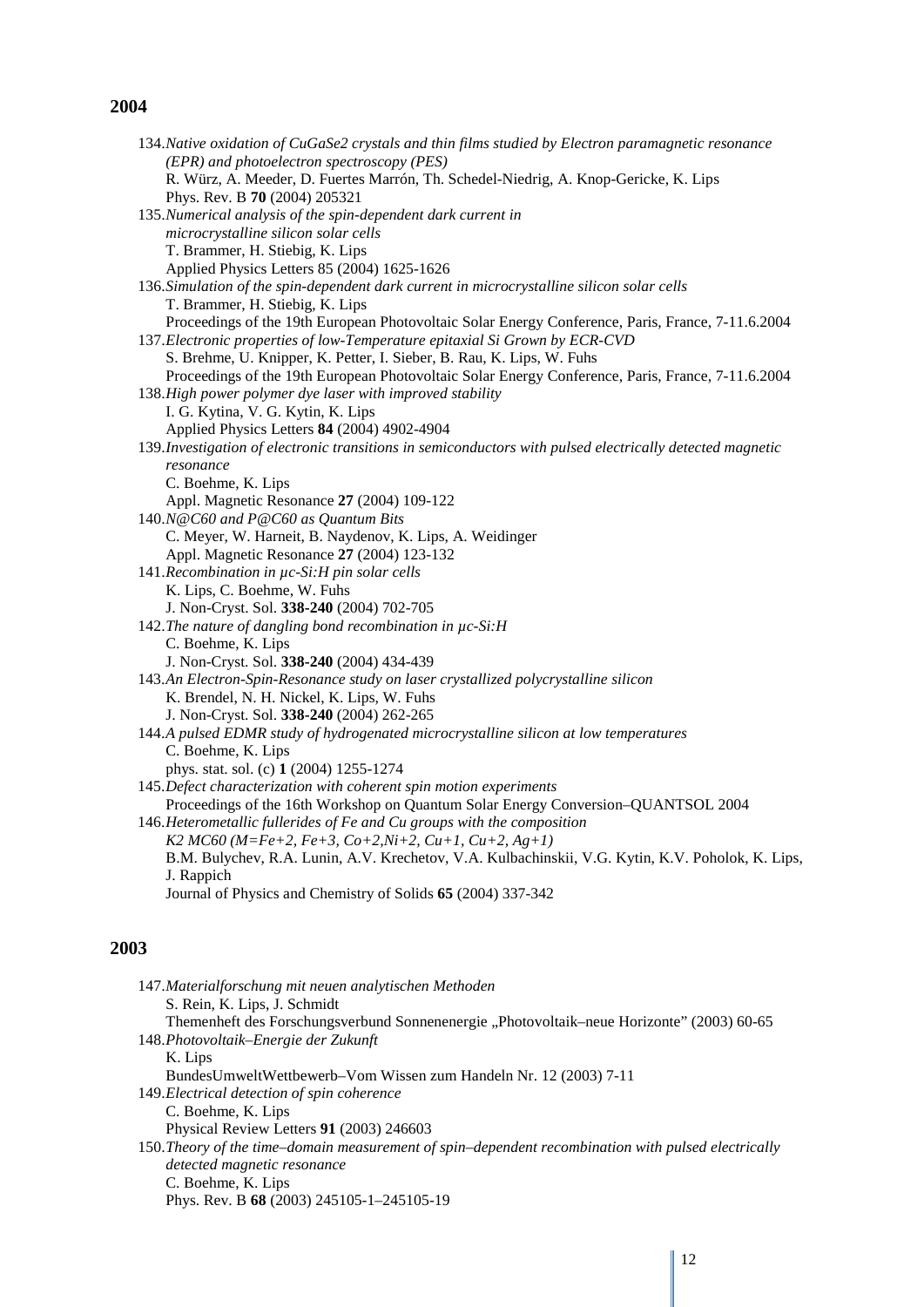## 2004

134. *Native oxidation of CuGaSe2 crystals and thin films studied by Electron paramagnetic resonance (EPR) and photoelectron spectroscopy (PES)*
   R. Würz, A. Meeder, D. Fuertes Marrón, Th. Schedel-Niedrig, A. Knop-Gericke, K. Lips
   Phys. Rev. B **70** (2004) 205321
135. *Numerical analysis of the spin-dependent dark current in microcrystalline silicon solar cells*
   T. Brammer, H. Stiebig, K. Lips
   Applied Physics Letters 85 (2004) 1625-1626
136. *Simulation of the spin-dependent dark current in microcrystalline silicon solar cells*
   T. Brammer, H. Stiebig, K. Lips
   Proceedings of the 19th European Photovoltaic Solar Energy Conference, Paris, France, 7-11.6.2004
137. *Electronic properties of low-Temperature epitaxial Si Grown by ECR-CVD*
   S. Brehme, U. Knipper, K. Petter, I. Sieber, B. Rau, K. Lips, W. Fuhs
   Proceedings of the 19th European Photovoltaic Solar Energy Conference, Paris, France, 7-11.6.2004
138. *High power polymer dye laser with improved stability*
   I. G. Kytina, V. G. Kytin, K. Lips
   Applied Physics Letters **84** (2004) 4902-4904
139. *Investigation of electronic transitions in semiconductors with pulsed electrically detected magnetic resonance*
   C. Boehme, K. Lips
   Appl. Magnetic Resonance **27** (2004) 109-122
140. *N@C60 and P@C60 as Quantum Bits*
   C. Meyer, W. Harneit, B. Naydenov, K. Lips, A. Weidinger
   Appl. Magnetic Resonance **27** (2004) 123-132
141. *Recombination in µc-Si:H pin solar cells*
   K. Lips, C. Boehme, W. Fuhs
   J. Non-Cryst. Sol. **338-240** (2004) 702-705
142. *The nature of dangling bond recombination in µc-Si:H*
   C. Boehme, K. Lips
   J. Non-Cryst. Sol. **338-240** (2004) 434-439
143. *An Electron-Spin-Resonance study on laser crystallized polycrystalline silicon*
   K. Brendel, N. H. Nickel, K. Lips, W. Fuhs
   J. Non-Cryst. Sol. **338-240** (2004) 262-265
144. *A pulsed EDMR study of hydrogenated microcrystalline silicon at low temperatures*
   C. Boehme, K. Lips
   phys. stat. sol. (c) **1** (2004) 1255-1274
145. *Defect characterization with coherent spin motion experiments*
   Proceedings of the 16th Workshop on Quantum Solar Energy Conversion–QUANTSOL 2004
146. *Heterometallic fullerides of Fe and Cu groups with the composition K2 MC60 (M=Fe+2, Fe+3, Co+2,Ni+2, Cu+1, Cu+2, Ag+1)*
   B.M. Bulychev, R.A. Lunin, A.V. Krechetov, V.A. Kulbachinskii, V.G. Kytin, K.V. Poholok, K. Lips, J. Rappich
   Journal of Physics and Chemistry of Solids **65** (2004) 337-342

## 2003

147. *Materialforschung mit neuen analytischen Methoden*
   S. Rein, K. Lips, J. Schmidt
   Themenheft des Forschungsverbund Sonnenenergie „Photovoltaik–neue Horizonte" (2003) 60-65
148. *Photovoltaik–Energie der Zukunft*
   K. Lips
   BundesUmweltWettbewerb–Vom Wissen zum Handeln Nr. 12 (2003) 7-11
149. *Electrical detection of spin coherence*
   C. Boehme, K. Lips
   Physical Review Letters **91** (2003) 246603
150. *Theory of the time–domain measurement of spin–dependent recombination with pulsed electrically detected magnetic resonance*
   C. Boehme, K. Lips
   Phys. Rev. B **68** (2003) 245105-1–245105-19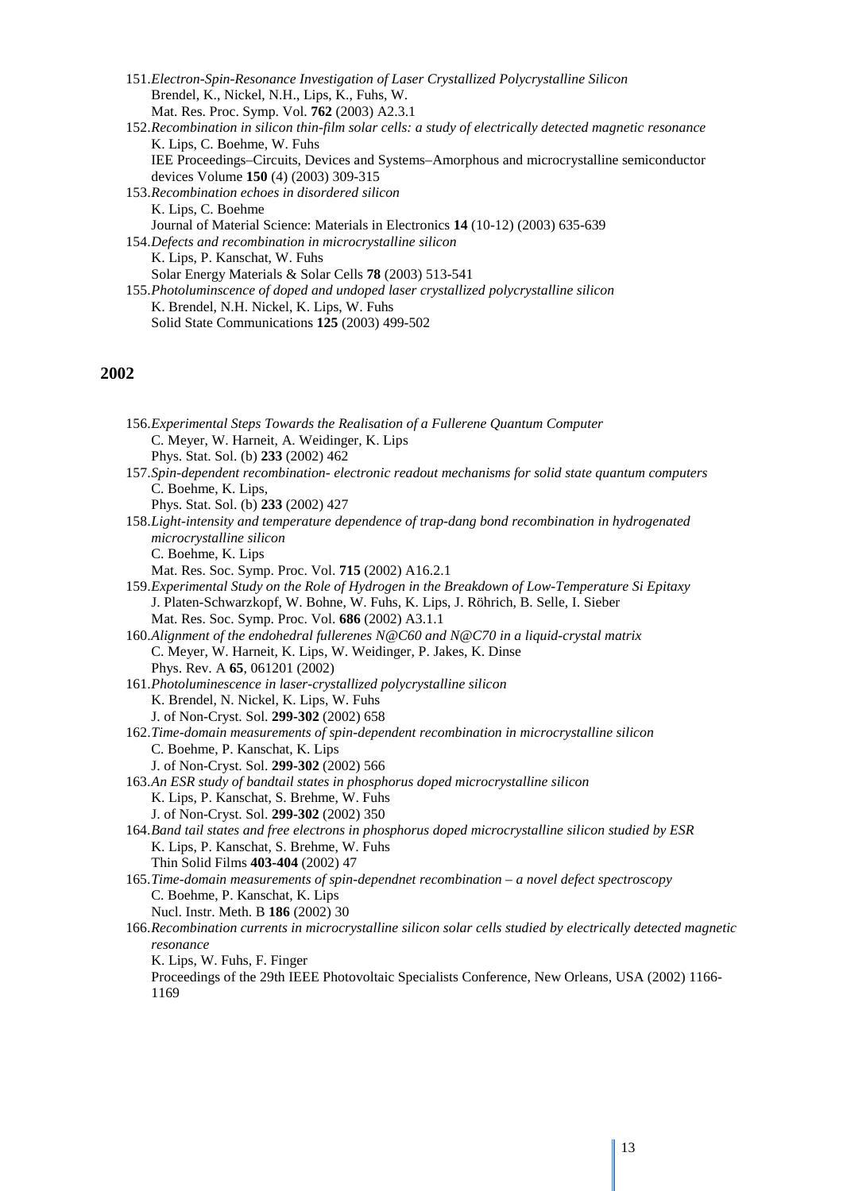151. *Electron-Spin-Resonance Investigation of Laser Crystallized Polycrystalline Silicon*
    Brendel, K., Nickel, N.H., Lips, K., Fuhs, W.
    Mat. Res. Proc. Symp. Vol. **762** (2003) A2.3.1
152. *Recombination in silicon thin-film solar cells: a study of electrically detected magnetic resonance*
    K. Lips, C. Boehme, W. Fuhs
    IEE Proceedings–Circuits, Devices and Systems–Amorphous and microcrystalline semiconductor devices Volume **150** (4) (2003) 309-315
153. *Recombination echoes in disordered silicon*
    K. Lips, C. Boehme
    Journal of Material Science: Materials in Electronics **14** (10-12) (2003) 635-639
154. *Defects and recombination in microcrystalline silicon*
    K. Lips, P. Kanschat, W. Fuhs
    Solar Energy Materials & Solar Cells **78** (2003) 513-541
155. *Photoluminscence of doped and undoped laser crystallized polycrystalline silicon*
    K. Brendel, N.H. Nickel, K. Lips, W. Fuhs
    Solid State Communications **125** (2003) 499-502

## 2002

156. *Experimental Steps Towards the Realisation of a Fullerene Quantum Computer*
    C. Meyer, W. Harneit, A. Weidinger, K. Lips
    Phys. Stat. Sol. (b) **233** (2002) 462
157. *Spin-dependent recombination- electronic readout mechanisms for solid state quantum computers*
    C. Boehme, K. Lips,
    Phys. Stat. Sol. (b) **233** (2002) 427
158. *Light-intensity and temperature dependence of trap-dang bond recombination in hydrogenated microcrystalline silicon*
    C. Boehme, K. Lips
    Mat. Res. Soc. Symp. Proc. Vol. **715** (2002) A16.2.1
159. *Experimental Study on the Role of Hydrogen in the Breakdown of Low-Temperature Si Epitaxy*
    J. Platen-Schwarzkopf, W. Bohne, W. Fuhs, K. Lips, J. Röhrich, B. Selle, I. Sieber
    Mat. Res. Soc. Symp. Proc. Vol. **686** (2002) A3.1.1
160. *Alignment of the endohedral fullerenes N@C60 and N@C70 in a liquid-crystal matrix*
    C. Meyer, W. Harneit, K. Lips, W. Weidinger, P. Jakes, K. Dinse
    Phys. Rev. A **65**, 061201 (2002)
161. *Photoluminescence in laser-crystallized polycrystalline silicon*
    K. Brendel, N. Nickel, K. Lips, W. Fuhs
    J. of Non-Cryst. Sol. **299-302** (2002) 658
162. *Time-domain measurements of spin-dependent recombination in microcrystalline silicon*
    C. Boehme, P. Kanschat, K. Lips
    J. of Non-Cryst. Sol. **299-302** (2002) 566
163. *An ESR study of bandtail states in phosphorus doped microcrystalline silicon*
    K. Lips, P. Kanschat, S. Brehme, W. Fuhs
    J. of Non-Cryst. Sol. **299-302** (2002) 350
164. *Band tail states and free electrons in phosphorus doped microcrystalline silicon studied by ESR*
    K. Lips, P. Kanschat, S. Brehme, W. Fuhs
    Thin Solid Films **403-404** (2002) 47
165. *Time-domain measurements of spin-dependnet recombination – a novel defect spectroscopy*
    C. Boehme, P. Kanschat, K. Lips
    Nucl. Instr. Meth. B **186** (2002) 30
166. *Recombination currents in microcrystalline silicon solar cells studied by electrically detected magnetic resonance*
    K. Lips, W. Fuhs, F. Finger
    Proceedings of the 29th IEEE Photovoltaic Specialists Conference, New Orleans, USA (2002) 1166-1169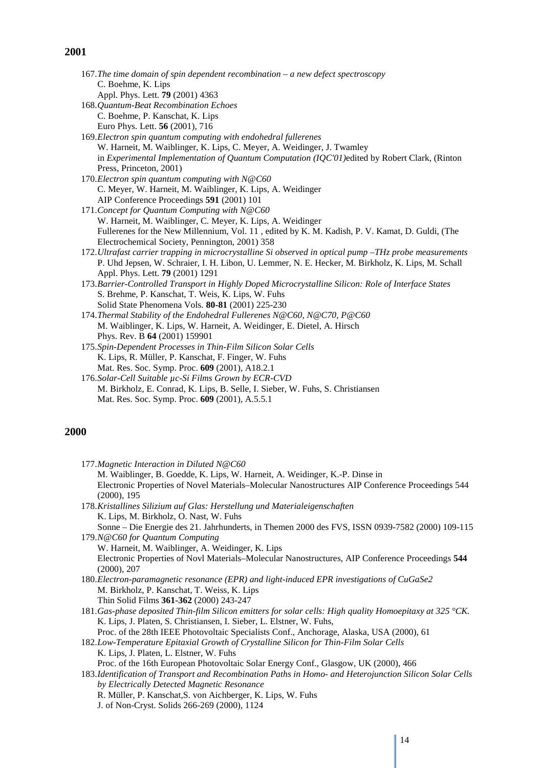## 2001

167. *The time domain of spin dependent recombination – a new defect spectroscopy*
    C. Boehme, K. Lips
    Appl. Phys. Lett. **79** (2001) 4363
168. *Quantum-Beat Recombination Echoes*
    C. Boehme, P. Kanschat, K. Lips
    Euro Phys. Lett. **56** (2001), 716
169. *Electron spin quantum computing with endohedral fullerenes*
    W. Harneit, M. Waiblinger, K. Lips, C. Meyer, A. Weidinger, J. Twamley
    in *Experimental Implementation of Quantum Computation (IQC'01)*edited by Robert Clark, (Rinton Press, Princeton, 2001)
170. *Electron spin quantum computing with N@C60*
    C. Meyer, W. Harneit, M. Waiblinger, K. Lips, A. Weidinger
    AIP Conference Proceedings **591** (2001) 101
171. *Concept for Quantum Computing with N@C60*
    W. Harneit, M. Waiblinger, C. Meyer, K. Lips, A. Weidinger
    Fullerenes for the New Millennium, Vol. 11 , edited by K. M. Kadish, P. V. Kamat, D. Guldi, (The Electrochemical Society, Pennington, 2001) 358
172. *Ultrafast carrier trapping in microcrystalline Si observed in optical pump –THz probe measurements*
    P. Uhd Jepsen, W. Schraier, I. H. Libon, U. Lemmer, N. E. Hecker, M. Birkholz, K. Lips, M. Schall
    Appl. Phys. Lett. **79** (2001) 1291
173. *Barrier-Controlled Transport in Highly Doped Microcrystalline Silicon: Role of Interface States*
    S. Brehme, P. Kanschat, T. Weis, K. Lips, W. Fuhs
    Solid State Phenomena Vols. **80-81** (2001) 225-230
174. *Thermal Stability of the Endohedral Fullerenes N@C60, N@C70, P@C60*
    M. Waiblinger, K. Lips, W. Harneit, A. Weidinger, E. Dietel, A. Hirsch
    Phys. Rev. B **64** (2001) 159901
175. *Spin-Dependent Processes in Thin-Film Silicon Solar Cells*
    K. Lips, R. Müller, P. Kanschat, F. Finger, W. Fuhs
    Mat. Res. Soc. Symp. Proc. **609** (2001), A18.2.1
176. *Solar-Cell Suitable µc-Si Films Grown by ECR-CVD*
    M. Birkholz, E. Conrad, K. Lips, B. Selle, I. Sieber, W. Fuhs, S. Christiansen
    Mat. Res. Soc. Symp. Proc. **609** (2001), A.5.5.1

## 2000

177. *Magnetic Interaction in Diluted N@C60*
    M. Waiblinger, B. Goedde, K. Lips, W. Harneit, A. Weidinger, K.-P. Dinse in
    Electronic Properties of Novel Materials–Molecular Nanostructures AIP Conference Proceedings 544 (2000), 195
178. *Kristallines Silizium auf Glas: Herstellung und Materialeigenschaften*
    K. Lips, M. Birkholz, O. Nast, W. Fuhs
    Sonne – Die Energie des 21. Jahrhunderts, in Themen 2000 des FVS, ISSN 0939-7582 (2000) 109-115
179. *N@C60 for Quantum Computing*
    W. Harneit, M. Waiblinger, A. Weidinger, K. Lips
    Electronic Properties of Novl Materials–Molecular Nanostructures, AIP Conference Proceedings **544** (2000), 207
180. *Electron-paramagnetic resonance (EPR) and light-induced EPR investigations of CuGaSe2*
    M. Birkholz, P. Kanschat, T. Weiss, K. Lips
    Thin Solid Films **361-362** (2000) 243-247
181. *Gas-phase deposited Thin-film Silicon emitters for solar cells: High quality Homoepitaxy at 325 °CK.*
    K. Lips, J. Platen, S. Christiansen, I. Sieber, L. Elstner, W. Fuhs,
    Proc. of the 28th IEEE Photovoltaic Specialists Conf., Anchorage, Alaska, USA (2000), 61
182. *Low-Temperature Epitaxial Growth of Crystalline Silicon for Thin-Film Solar Cells*
    K. Lips, J. Platen, L. Elstner, W. Fuhs
    Proc. of the 16th European Photovoltaic Solar Energy Conf., Glasgow, UK (2000), 466
183. *Identification of Transport and Recombination Paths in Homo- and Heterojunction Silicon Solar Cells by Electrically Detected Magnetic Resonance*
    R. Müller, P. Kanschat,S. von Aichberger, K. Lips, W. Fuhs
    J. of Non-Cryst. Solids 266-269 (2000), 1124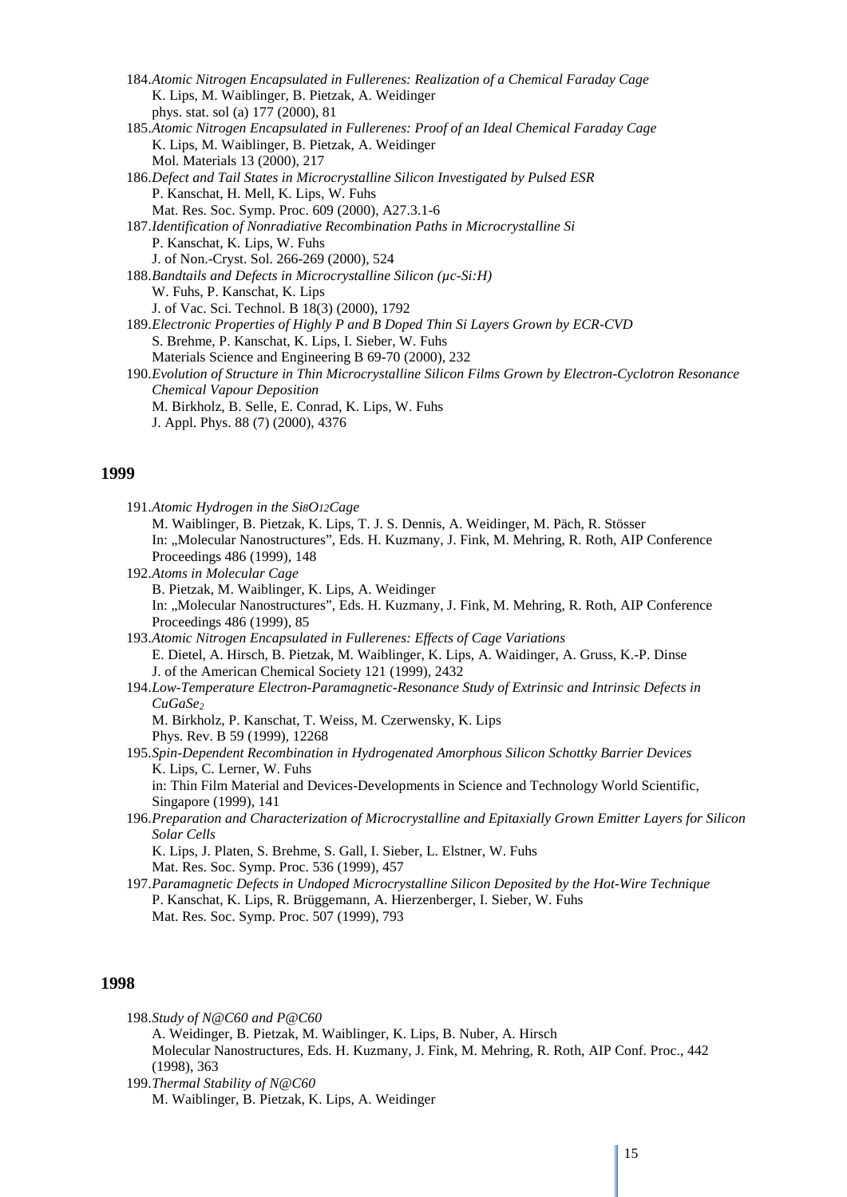184. *Atomic Nitrogen Encapsulated in Fullerenes: Realization of a Chemical Faraday Cage*
K. Lips, M. Waiblinger, B. Pietzak, A. Weidinger
phys. stat. sol (a) 177 (2000), 81

185. *Atomic Nitrogen Encapsulated in Fullerenes: Proof of an Ideal Chemical Faraday Cage*
K. Lips, M. Waiblinger, B. Pietzak, A. Weidinger
Mol. Materials 13 (2000), 217

186. *Defect and Tail States in Microcrystalline Silicon Investigated by Pulsed ESR*
P. Kanschat, H. Mell, K. Lips, W. Fuhs
Mat. Res. Soc. Symp. Proc. 609 (2000), A27.3.1-6

187. *Identification of Nonradiative Recombination Paths in Microcrystalline Si*
P. Kanschat, K. Lips, W. Fuhs
J. of Non.-Cryst. Sol. 266-269 (2000), 524

188. *Bandtails and Defects in Microcrystalline Silicon (μc-Si:H)*
W. Fuhs, P. Kanschat, K. Lips
J. of Vac. Sci. Technol. B 18(3) (2000), 1792

189. *Electronic Properties of Highly P and B Doped Thin Si Layers Grown by ECR-CVD*
S. Brehme, P. Kanschat, K. Lips, I. Sieber, W. Fuhs
Materials Science and Engineering B 69-70 (2000), 232

190. *Evolution of Structure in Thin Microcrystalline Silicon Films Grown by Electron-Cyclotron Resonance Chemical Vapour Deposition*
M. Birkholz, B. Selle, E. Conrad, K. Lips, W. Fuhs
J. Appl. Phys. 88 (7) (2000), 4376

## 1999

191. *Atomic Hydrogen in the $Si_8O_{12}$ Cage*
M. Waiblinger, B. Pietzak, K. Lips, T. J. S. Dennis, A. Weidinger, M. Päch, R. Stösser
In: „Molecular Nanostructures", Eds. H. Kuzmany, J. Fink, M. Mehring, R. Roth, AIP Conference Proceedings 486 (1999), 148

192. *Atoms in Molecular Cage*
B. Pietzak, M. Waiblinger, K. Lips, A. Weidinger
In: „Molecular Nanostructures", Eds. H. Kuzmany, J. Fink, M. Mehring, R. Roth, AIP Conference Proceedings 486 (1999), 85

193. *Atomic Nitrogen Encapsulated in Fullerenes: Effects of Cage Variations*
E. Dietel, A. Hirsch, B. Pietzak, M. Waiblinger, K. Lips, A. Waidinger, A. Gruss, K.-P. Dinse
J. of the American Chemical Society 121 (1999), 2432

194. *Low-Temperature Electron-Paramagnetic-Resonance Study of Extrinsic and Intrinsic Defects in $CuGaSe_2$*
M. Birkholz, P. Kanschat, T. Weiss, M. Czerwensky, K. Lips
Phys. Rev. B 59 (1999), 12268

195. *Spin-Dependent Recombination in Hydrogenated Amorphous Silicon Schottky Barrier Devices*
K. Lips, C. Lerner, W. Fuhs
in: Thin Film Material and Devices-Developments in Science and Technology World Scientific, Singapore (1999), 141

196. *Preparation and Characterization of Microcrystalline and Epitaxially Grown Emitter Layers for Silicon Solar Cells*
K. Lips, J. Platen, S. Brehme, S. Gall, I. Sieber, L. Elstner, W. Fuhs
Mat. Res. Soc. Symp. Proc. 536 (1999), 457

197. *Paramagnetic Defects in Undoped Microcrystalline Silicon Deposited by the Hot-Wire Technique*
P. Kanschat, K. Lips, R. Brüggemann, A. Hierzenberger, I. Sieber, W. Fuhs
Mat. Res. Soc. Symp. Proc. 507 (1999), 793

## 1998

198. *Study of N@C60 and P@C60*
A. Weidinger, B. Pietzak, M. Waiblinger, K. Lips, B. Nuber, A. Hirsch
Molecular Nanostructures, Eds. H. Kuzmany, J. Fink, M. Mehring, R. Roth, AIP Conf. Proc., 442 (1998), 363

199. *Thermal Stability of N@C60*
M. Waiblinger, B. Pietzak, K. Lips, A. Weidinger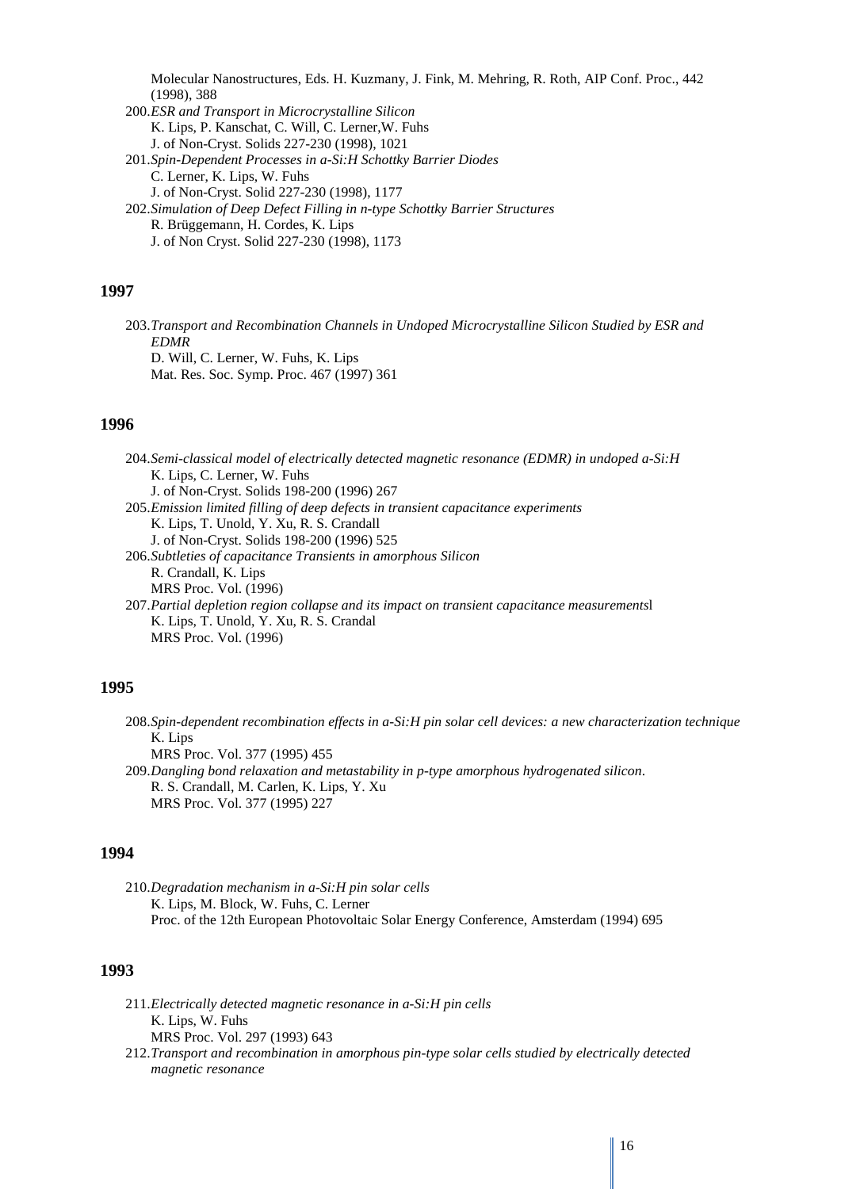Molecular Nanostructures, Eds. H. Kuzmany, J. Fink, M. Mehring, R. Roth, AIP Conf. Proc., 442 (1998), 388

200. *ESR and Transport in Microcrystalline Silicon*
     K. Lips, P. Kanschat, C. Will, C. Lerner,W. Fuhs
     J. of Non-Cryst. Solids 227-230 (1998), 1021
201. *Spin-Dependent Processes in a-Si:H Schottky Barrier Diodes*
     C. Lerner, K. Lips, W. Fuhs
     J. of Non-Cryst. Solid 227-230 (1998), 1177
202. *Simulation of Deep Defect Filling in n-type Schottky Barrier Structures*
     R. Brüggemann, H. Cordes, K. Lips
     J. of Non Cryst. Solid 227-230 (1998), 1173

## 1997

203. *Transport and Recombination Channels in Undoped Microcrystalline Silicon Studied by ESR and EDMR*
     D. Will, C. Lerner, W. Fuhs, K. Lips
     Mat. Res. Soc. Symp. Proc. 467 (1997) 361

## 1996

204. *Semi-classical model of electrically detected magnetic resonance (EDMR) in undoped a-Si:H*
     K. Lips, C. Lerner, W. Fuhs
     J. of Non-Cryst. Solids 198-200 (1996) 267
205. *Emission limited filling of deep defects in transient capacitance experiments*
     K. Lips, T. Unold, Y. Xu, R. S. Crandall
     J. of Non-Cryst. Solids 198-200 (1996) 525
206. *Subtleties of capacitance Transients in amorphous Silicon*
     R. Crandall, K. Lips
     MRS Proc. Vol. (1996)
207. *Partial depletion region collapse and its impact on transient capacitance measurements*l
     K. Lips, T. Unold, Y. Xu, R. S. Crandal
     MRS Proc. Vol. (1996)

## 1995

208. *Spin-dependent recombination effects in a-Si:H pin solar cell devices: a new characterization technique*
     K. Lips
     MRS Proc. Vol. 377 (1995) 455
209. *Dangling bond relaxation and metastability in p-type amorphous hydrogenated silicon*.
     R. S. Crandall, M. Carlen, K. Lips, Y. Xu
     MRS Proc. Vol. 377 (1995) 227

## 1994

210. *Degradation mechanism in a-Si:H pin solar cells*
     K. Lips, M. Block, W. Fuhs, C. Lerner
     Proc. of the 12th European Photovoltaic Solar Energy Conference, Amsterdam (1994) 695

## 1993

211. *Electrically detected magnetic resonance in a-Si:H pin cells*
     K. Lips, W. Fuhs
     MRS Proc. Vol. 297 (1993) 643
212. *Transport and recombination in amorphous pin-type solar cells studied by electrically detected magnetic resonance*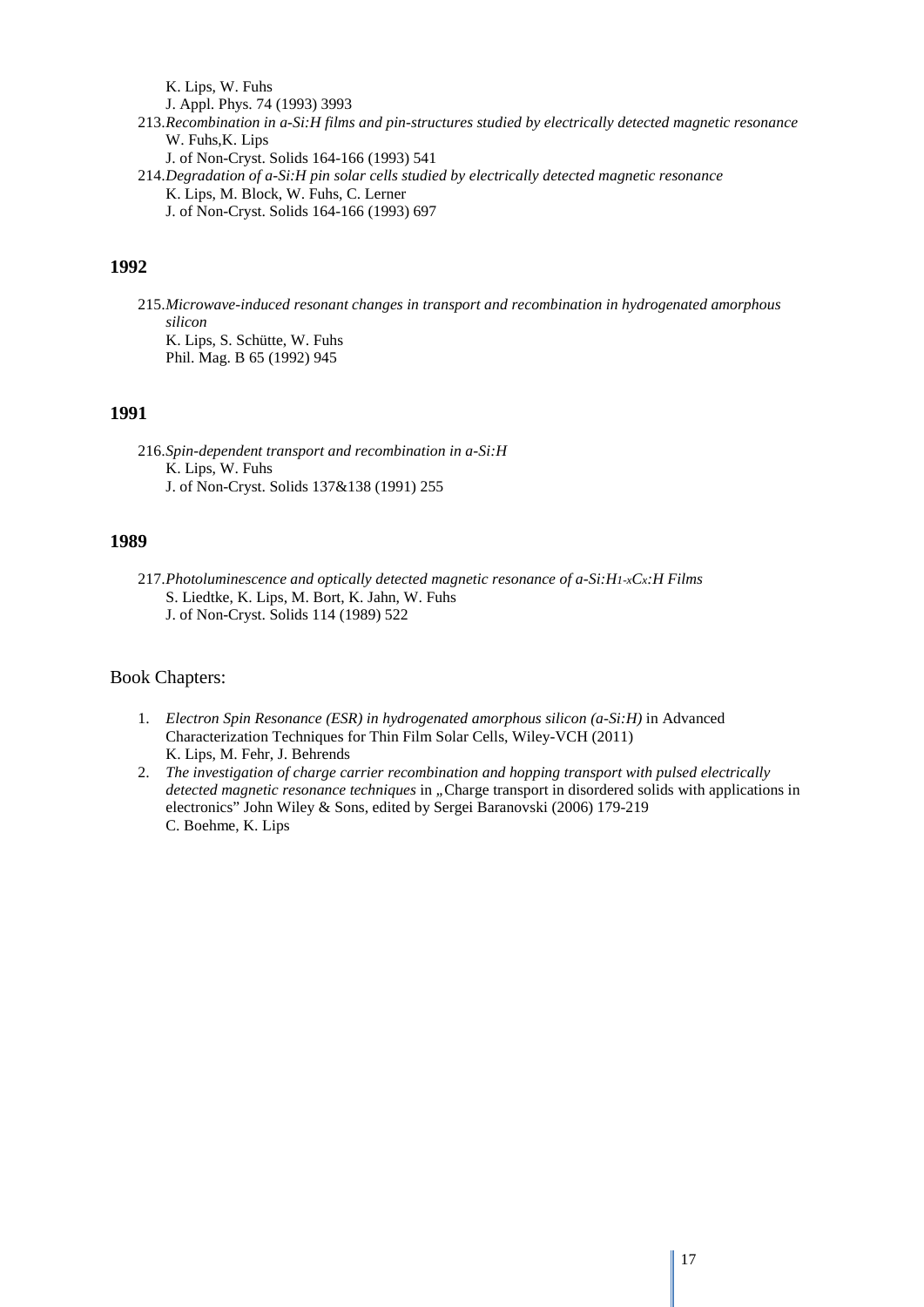K. Lips, W. Fuhs
J. Appl. Phys. 74 (1993) 3993

213. *Recombination in a-Si:H films and pin-structures studied by electrically detected magnetic resonance*
W. Fuhs,K. Lips
J. of Non-Cryst. Solids 164-166 (1993) 541

214. *Degradation of a-Si:H pin solar cells studied by electrically detected magnetic resonance*
K. Lips, M. Block, W. Fuhs, C. Lerner
J. of Non-Cryst. Solids 164-166 (1993) 697

## 1992

215. *Microwave-induced resonant changes in transport and recombination in hydrogenated amorphous silicon*
K. Lips, S. Schütte, W. Fuhs
Phil. Mag. B 65 (1992) 945

## 1991

216. *Spin-dependent transport and recombination in a-Si:H*
K. Lips, W. Fuhs
J. of Non-Cryst. Solids 137&138 (1991) 255

## 1989

217. *Photoluminescence and optically detected magnetic resonance of a-Si:H$_{1-x}$C$_x$:H Films*
S. Liedtke, K. Lips, M. Bort, K. Jahn, W. Fuhs
J. of Non-Cryst. Solids 114 (1989) 522

Book Chapters:

1. *Electron Spin Resonance (ESR) in hydrogenated amorphous silicon (a-Si:H)* in Advanced Characterization Techniques for Thin Film Solar Cells, Wiley-VCH (2011)
K. Lips, M. Fehr, J. Behrends
2. *The investigation of charge carrier recombination and hopping transport with pulsed electrically detected magnetic resonance techniques* in „Charge transport in disordered solids with applications in electronics" John Wiley & Sons, edited by Sergei Baranovski (2006) 179-219
C. Boehme, K. Lips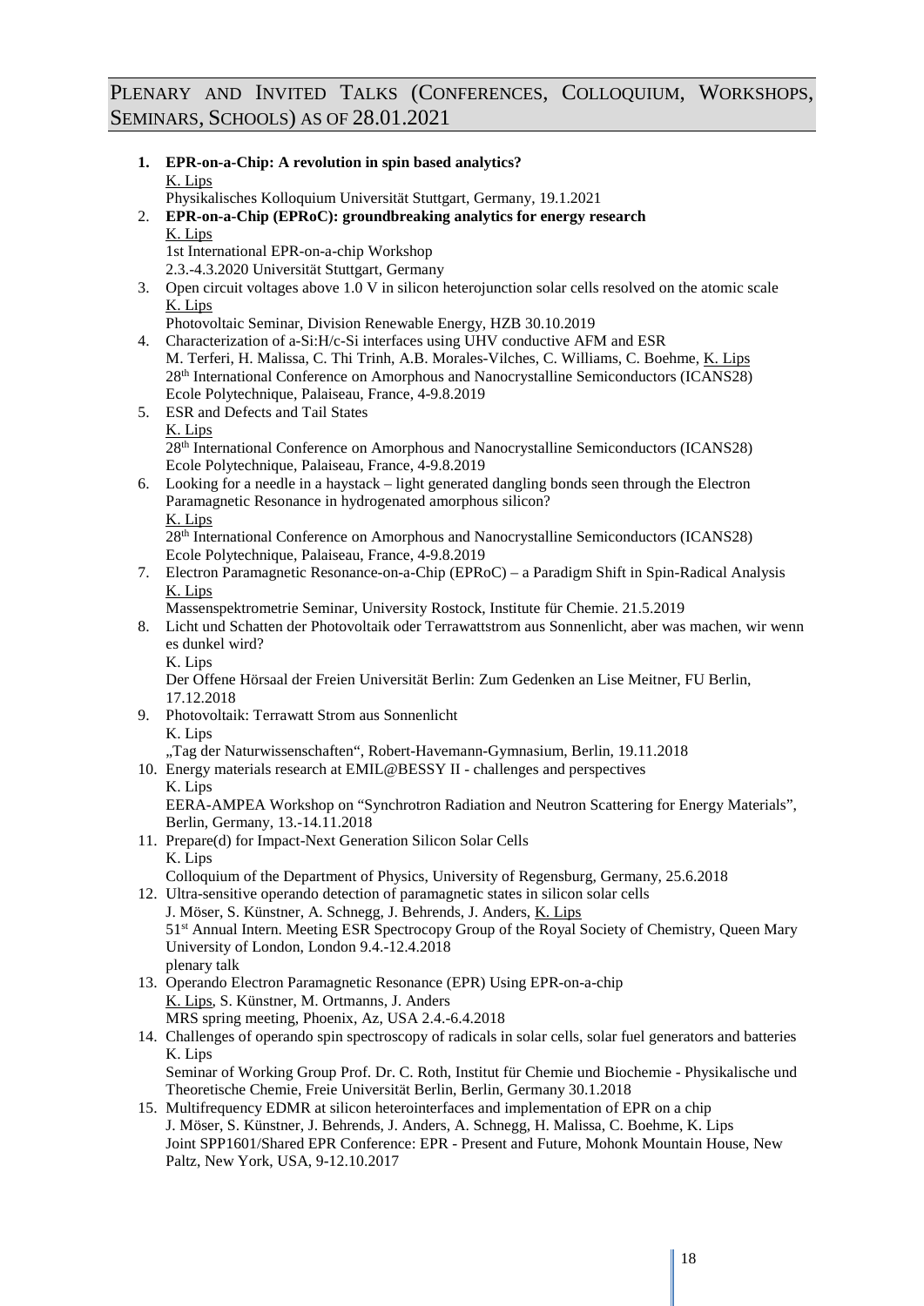## Plenary and Invited Talks (Conferences, Colloquium, Workshops, Seminars, Schools) as of 28.01.2021

1. **EPR-on-a-Chip: A revolution in spin based analytics?**
   K. Lips
   Physikalisches Kolloquium Universität Stuttgart, Germany, 19.1.2021
2. **EPR-on-a-Chip (EPRoC): groundbreaking analytics for energy research**
   K. Lips
   1st International EPR-on-a-chip Workshop
   2.3.-4.3.2020 Universität Stuttgart, Germany
3. Open circuit voltages above 1.0 V in silicon heterojunction solar cells resolved on the atomic scale
   K. Lips
   Photovoltaic Seminar, Division Renewable Energy, HZB 30.10.2019
4. Characterization of a-Si:H/c-Si interfaces using UHV conductive AFM and ESR
   M. Terferi, H. Malissa, C. Thi Trinh, A.B. Morales-Vilches, C. Williams, C. Boehme, K. Lips
   28th International Conference on Amorphous and Nanocrystalline Semiconductors (ICANS28)
   Ecole Polytechnique, Palaiseau, France, 4-9.8.2019
5. ESR and Defects and Tail States
   K. Lips
   28th International Conference on Amorphous and Nanocrystalline Semiconductors (ICANS28)
   Ecole Polytechnique, Palaiseau, France, 4-9.8.2019
6. Looking for a needle in a haystack – light generated dangling bonds seen through the Electron Paramagnetic Resonance in hydrogenated amorphous silicon?
   K. Lips
   28th International Conference on Amorphous and Nanocrystalline Semiconductors (ICANS28)
   Ecole Polytechnique, Palaiseau, France, 4-9.8.2019
7. Electron Paramagnetic Resonance-on-a-Chip (EPRoC) – a Paradigm Shift in Spin-Radical Analysis
   K. Lips
   Massenspektrometrie Seminar, University Rostock, Institute für Chemie. 21.5.2019
8. Licht und Schatten der Photovoltaik oder Terrawattstrom aus Sonnenlicht, aber was machen, wir wenn es dunkel wird?
   K. Lips
   Der Offene Hörsaal der Freien Universität Berlin: Zum Gedenken an Lise Meitner, FU Berlin, 17.12.2018
9. Photovoltaik: Terrawatt Strom aus Sonnenlicht
   K. Lips
   „Tag der Naturwissenschaften", Robert-Havemann-Gymnasium, Berlin, 19.11.2018
10. Energy materials research at EMIL@BESSY II - challenges and perspectives
    K. Lips
    EERA-AMPEA Workshop on "Synchrotron Radiation and Neutron Scattering for Energy Materials", Berlin, Germany, 13.-14.11.2018
11. Prepare(d) for Impact-Next Generation Silicon Solar Cells
    K. Lips
    Colloquium of the Department of Physics, University of Regensburg, Germany, 25.6.2018
12. Ultra-sensitive operando detection of paramagnetic states in silicon solar cells
    J. Möser, S. Künstner, A. Schnegg, J. Behrends, J. Anders, K. Lips
    51st Annual Intern. Meeting ESR Spectrocopy Group of the Royal Society of Chemistry, Queen Mary University of London, London 9.4.-12.4.2018
    plenary talk
13. Operando Electron Paramagnetic Resonance (EPR) Using EPR-on-a-chip
    K. Lips, S. Künstner, M. Ortmanns, J. Anders
    MRS spring meeting, Phoenix, Az, USA 2.4.-6.4.2018
14. Challenges of operando spin spectroscopy of radicals in solar cells, solar fuel generators and batteries
    K. Lips
    Seminar of Working Group Prof. Dr. C. Roth, Institut für Chemie und Biochemie - Physikalische und Theoretische Chemie, Freie Universität Berlin, Berlin, Germany 30.1.2018
15. Multifrequency EDMR at silicon heterointerfaces and implementation of EPR on a chip
    J. Möser, S. Künstner, J. Behrends, J. Anders, A. Schnegg, H. Malissa, C. Boehme, K. Lips
    Joint SPP1601/Shared EPR Conference: EPR - Present and Future, Mohonk Mountain House, New Paltz, New York, USA, 9-12.10.2017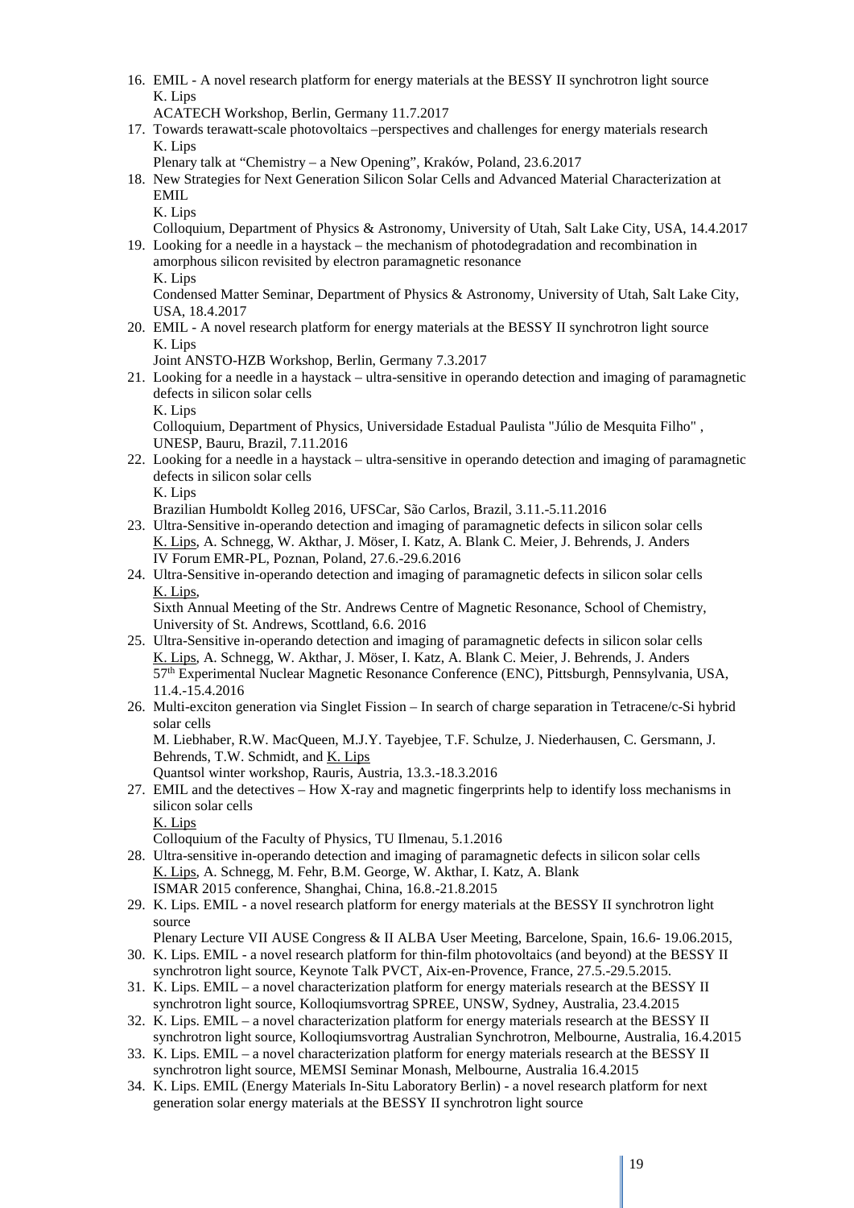16. EMIL - A novel research platform for energy materials at the BESSY II synchrotron light source
    K. Lips
    ACATECH Workshop, Berlin, Germany 11.7.2017
17. Towards terawatt-scale photovoltaics –perspectives and challenges for energy materials research
    K. Lips
    Plenary talk at "Chemistry – a New Opening", Kraków, Poland, 23.6.2017
18. New Strategies for Next Generation Silicon Solar Cells and Advanced Material Characterization at EMIL
    K. Lips
    Colloquium, Department of Physics & Astronomy, University of Utah, Salt Lake City, USA, 14.4.2017
19. Looking for a needle in a haystack – the mechanism of photodegradation and recombination in amorphous silicon revisited by electron paramagnetic resonance
    K. Lips
    Condensed Matter Seminar, Department of Physics & Astronomy, University of Utah, Salt Lake City, USA, 18.4.2017
20. EMIL - A novel research platform for energy materials at the BESSY II synchrotron light source
    K. Lips
    Joint ANSTO-HZB Workshop, Berlin, Germany 7.3.2017
21. Looking for a needle in a haystack – ultra-sensitive in operando detection and imaging of paramagnetic defects in silicon solar cells
    K. Lips
    Colloquium, Department of Physics, Universidade Estadual Paulista "Júlio de Mesquita Filho" , UNESP, Bauru, Brazil, 7.11.2016
22. Looking for a needle in a haystack – ultra-sensitive in operando detection and imaging of paramagnetic defects in silicon solar cells
    K. Lips
    Brazilian Humboldt Kolleg 2016, UFSCar, São Carlos, Brazil, 3.11.-5.11.2016
23. Ultra-Sensitive in-operando detection and imaging of paramagnetic defects in silicon solar cells
    K. Lips, A. Schnegg, W. Akthar, J. Möser, I. Katz, A. Blank C. Meier, J. Behrends, J. Anders
    IV Forum EMR-PL, Poznan, Poland, 27.6.-29.6.2016
24. Ultra-Sensitive in-operando detection and imaging of paramagnetic defects in silicon solar cells
    K. Lips,
    Sixth Annual Meeting of the Str. Andrews Centre of Magnetic Resonance, School of Chemistry, University of St. Andrews, Scottland, 6.6. 2016
25. Ultra-Sensitive in-operando detection and imaging of paramagnetic defects in silicon solar cells
    K. Lips, A. Schnegg, W. Akthar, J. Möser, I. Katz, A. Blank C. Meier, J. Behrends, J. Anders
    57th Experimental Nuclear Magnetic Resonance Conference (ENC), Pittsburgh, Pennsylvania, USA, 11.4.-15.4.2016
26. Multi-exciton generation via Singlet Fission – In search of charge separation in Tetracene/c-Si hybrid solar cells
    M. Liebhaber, R.W. MacQueen, M.J.Y. Tayebjee, T.F. Schulze, J. Niederhausen, C. Gersmann, J. Behrends, T.W. Schmidt, and K. Lips
    Quantsol winter workshop, Rauris, Austria, 13.3.-18.3.2016
27. EMIL and the detectives – How X-ray and magnetic fingerprints help to identify loss mechanisms in silicon solar cells
    K. Lips
    Colloquium of the Faculty of Physics, TU Ilmenau, 5.1.2016
28. Ultra-sensitive in-operando detection and imaging of paramagnetic defects in silicon solar cells
    K. Lips, A. Schnegg, M. Fehr, B.M. George, W. Akthar, I. Katz, A. Blank
    ISMAR 2015 conference, Shanghai, China, 16.8.-21.8.2015
29. K. Lips. EMIL - a novel research platform for energy materials at the BESSY II synchrotron light source
    Plenary Lecture VII AUSE Congress & II ALBA User Meeting, Barcelone, Spain, 16.6- 19.06.2015,
30. K. Lips. EMIL - a novel research platform for thin-film photovoltaics (and beyond) at the BESSY II synchrotron light source, Keynote Talk PVCT, Aix-en-Provence, France, 27.5.-29.5.2015.
31. K. Lips. EMIL – a novel characterization platform for energy materials research at the BESSY II synchrotron light source, Kolloqiumsvortrag SPREE, UNSW, Sydney, Australia, 23.4.2015
32. K. Lips. EMIL – a novel characterization platform for energy materials research at the BESSY II synchrotron light source, Kolloqiumsvortrag Australian Synchrotron, Melbourne, Australia, 16.4.2015
33. K. Lips. EMIL – a novel characterization platform for energy materials research at the BESSY II synchrotron light source, MEMSI Seminar Monash, Melbourne, Australia 16.4.2015
34. K. Lips. EMIL (Energy Materials In-Situ Laboratory Berlin) - a novel research platform for next generation solar energy materials at the BESSY II synchrotron light source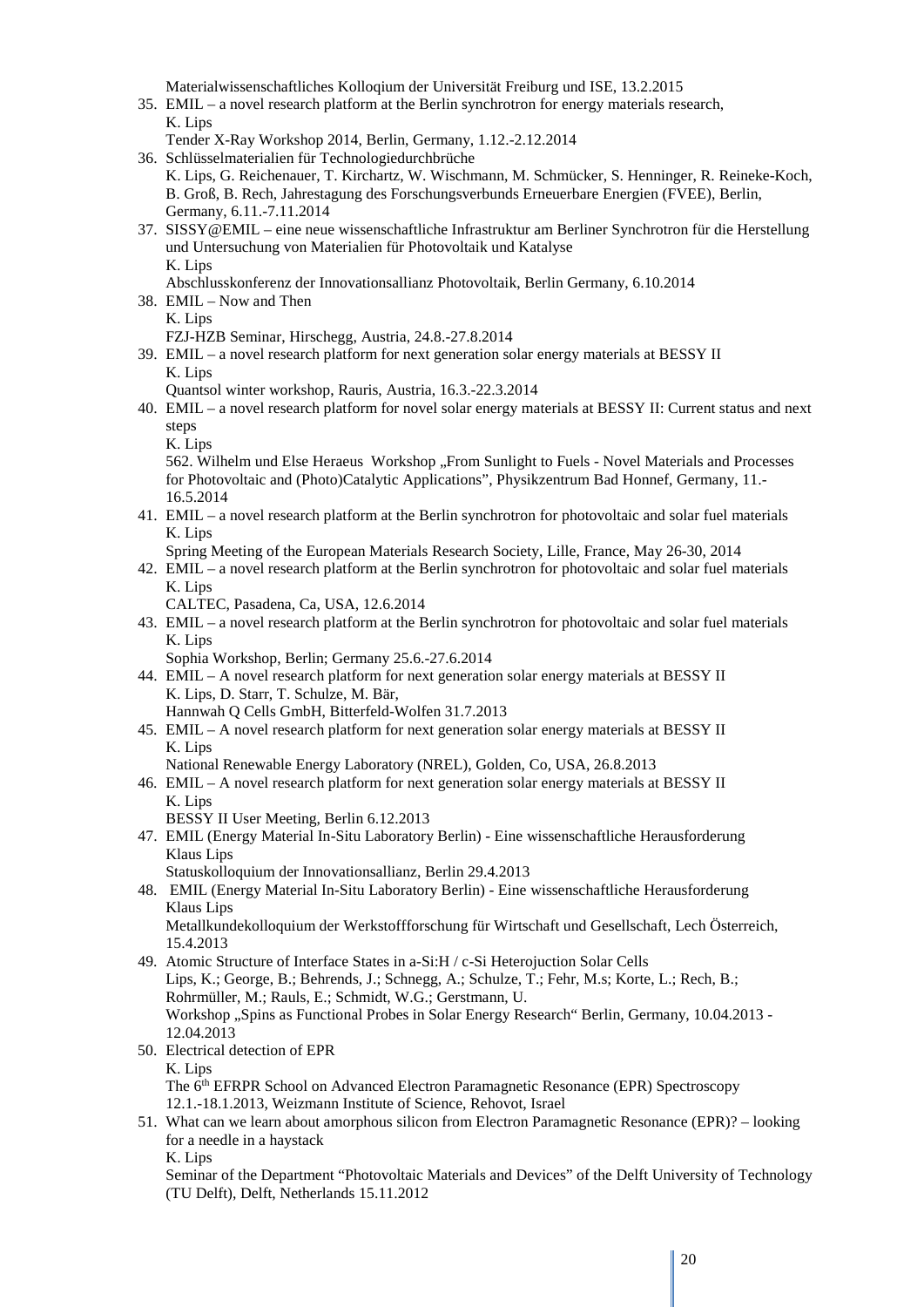Materialwissenschaftliches Kolloqium der Universität Freiburg und ISE, 13.2.2015

35. EMIL – a novel research platform at the Berlin synchrotron for energy materials research,
    K. Lips
    Tender X-Ray Workshop 2014, Berlin, Germany, 1.12.-2.12.2014
36. Schlüsselmaterialien für Technologiedurchbrüche
    K. Lips, G. Reichenauer, T. Kirchartz, W. Wischmann, M. Schmücker, S. Henninger, R. Reineke-Koch, B. Groß, B. Rech, Jahrestagung des Forschungsverbunds Erneuerbare Energien (FVEE), Berlin, Germany, 6.11.-7.11.2014
37. SISSY@EMIL – eine neue wissenschaftliche Infrastruktur am Berliner Synchrotron für die Herstellung und Untersuchung von Materialien für Photovoltaik und Katalyse
    K. Lips
    Abschlusskonferenz der Innovationsallianz Photovoltaik, Berlin Germany, 6.10.2014
38. EMIL – Now and Then
    K. Lips
    FZJ-HZB Seminar, Hirschegg, Austria, 24.8.-27.8.2014
39. EMIL – a novel research platform for next generation solar energy materials at BESSY II
    K. Lips
    Quantsol winter workshop, Rauris, Austria, 16.3.-22.3.2014
40. EMIL – a novel research platform for novel solar energy materials at BESSY II: Current status and next steps
    K. Lips
    562. Wilhelm und Else Heraeus Workshop „From Sunlight to Fuels - Novel Materials and Processes for Photovoltaic and (Photo)Catalytic Applications", Physikzentrum Bad Honnef, Germany, 11.-16.5.2014
41. EMIL – a novel research platform at the Berlin synchrotron for photovoltaic and solar fuel materials
    K. Lips
    Spring Meeting of the European Materials Research Society, Lille, France, May 26-30, 2014
42. EMIL – a novel research platform at the Berlin synchrotron for photovoltaic and solar fuel materials
    K. Lips
    CALTEC, Pasadena, Ca, USA, 12.6.2014
43. EMIL – a novel research platform at the Berlin synchrotron for photovoltaic and solar fuel materials
    K. Lips
    Sophia Workshop, Berlin; Germany 25.6.-27.6.2014
44. EMIL – A novel research platform for next generation solar energy materials at BESSY II
    K. Lips, D. Starr, T. Schulze, M. Bär,
    Hannwah Q Cells GmbH, Bitterfeld-Wolfen 31.7.2013
45. EMIL – A novel research platform for next generation solar energy materials at BESSY II
    K. Lips
    National Renewable Energy Laboratory (NREL), Golden, Co, USA, 26.8.2013
46. EMIL – A novel research platform for next generation solar energy materials at BESSY II
    K. Lips
    BESSY II User Meeting, Berlin 6.12.2013
47. EMIL (Energy Material In-Situ Laboratory Berlin) - Eine wissenschaftliche Herausforderung
    Klaus Lips
    Statuskolloquium der Innovationsallianz, Berlin 29.4.2013
48. EMIL (Energy Material In-Situ Laboratory Berlin) - Eine wissenschaftliche Herausforderung
    Klaus Lips
    Metallkundekolloquium der Werkstoffforschung für Wirtschaft und Gesellschaft, Lech Österreich, 15.4.2013
49. Atomic Structure of Interface States in a-Si:H / c-Si Heterojuction Solar Cells
    Lips, K.; George, B.; Behrends, J.; Schnegg, A.; Schulze, T.; Fehr, M.s; Korte, L.; Rech, B.; Rohrmüller, M.; Rauls, E.; Schmidt, W.G.; Gerstmann, U.
    Workshop „Spins as Functional Probes in Solar Energy Research" Berlin, Germany, 10.04.2013 - 12.04.2013
50. Electrical detection of EPR
    K. Lips
    The 6th EFRPR School on Advanced Electron Paramagnetic Resonance (EPR) Spectroscopy 12.1.-18.1.2013, Weizmann Institute of Science, Rehovot, Israel
51. What can we learn about amorphous silicon from Electron Paramagnetic Resonance (EPR)? – looking for a needle in a haystack
    K. Lips
    Seminar of the Department "Photovoltaic Materials and Devices" of the Delft University of Technology (TU Delft), Delft, Netherlands 15.11.2012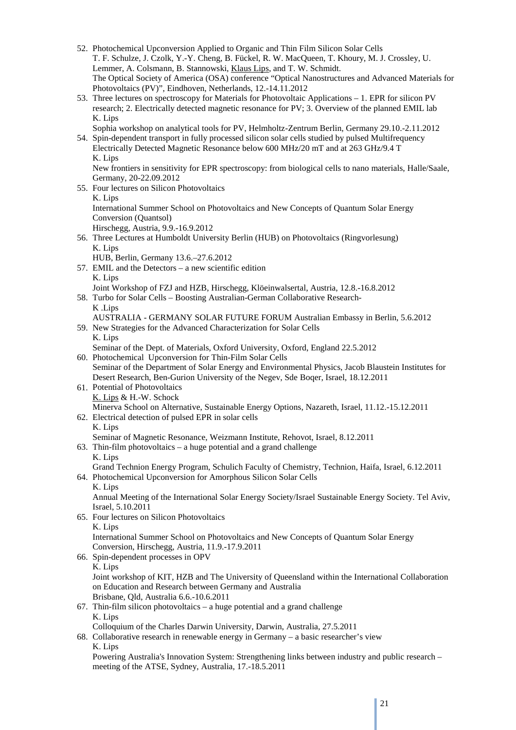52. Photochemical Upconversion Applied to Organic and Thin Film Silicon Solar Cells
    T. F. Schulze, J. Czolk, Y.-Y. Cheng, B. Fückel, R. W. MacQueen, T. Khoury, M. J. Crossley, U. Lemmer, A. Colsmann, B. Stannowski, Klaus Lips, and T. W. Schmidt.
    The Optical Society of America (OSA) conference "Optical Nanostructures and Advanced Materials for Photovoltaics (PV)", Eindhoven, Netherlands, 12.-14.11.2012
53. Three lectures on spectroscopy for Materials for Photovoltaic Applications – 1. EPR for silicon PV research; 2. Electrically detected magnetic resonance for PV; 3. Overview of the planned EMIL lab
    K. Lips
    Sophia workshop on analytical tools for PV, Helmholtz-Zentrum Berlin, Germany 29.10.-2.11.2012
54. Spin-dependent transport in fully processed silicon solar cells studied by pulsed Multifrequency Electrically Detected Magnetic Resonance below 600 MHz/20 mT and at 263 GHz/9.4 T
    K. Lips
    New frontiers in sensitivity for EPR spectroscopy: from biological cells to nano materials, Halle/Saale, Germany, 20-22.09.2012
55. Four lectures on Silicon Photovoltaics
    K. Lips
    International Summer School on Photovoltaics and New Concepts of Quantum Solar Energy Conversion (Quantsol)
    Hirschegg, Austria, 9.9.-16.9.2012
56. Three Lectures at Humboldt University Berlin (HUB) on Photovoltaics (Ringvorlesung)
    K. Lips
    HUB, Berlin, Germany 13.6.–27.6.2012
57. EMIL and the Detectors – a new scientific edition
    K. Lips
    Joint Workshop of FZJ and HZB, Hirschegg, Klöeinwalsertal, Austria, 12.8.-16.8.2012
58. Turbo for Solar Cells – Boosting Australian-German Collaborative Research-
    K .Lips
    AUSTRALIA - GERMANY SOLAR FUTURE FORUM Australian Embassy in Berlin, 5.6.2012
59. New Strategies for the Advanced Characterization for Solar Cells
    K. Lips
    Seminar of the Dept. of Materials, Oxford University, Oxford, England 22.5.2012
60. Photochemical Upconversion for Thin-Film Solar Cells
    Seminar of the Department of Solar Energy and Environmental Physics, Jacob Blaustein Institutes for Desert Research, Ben-Gurion University of the Negev, Sde Boqer, Israel, 18.12.2011
61. Potential of Photovoltaics
    K. Lips & H.-W. Schock
    Minerva School on Alternative, Sustainable Energy Options, Nazareth, Israel, 11.12.-15.12.2011
62. Electrical detection of pulsed EPR in solar cells
    K. Lips
    Seminar of Magnetic Resonance, Weizmann Institute, Rehovot, Israel, 8.12.2011
63. Thin-film photovoltaics – a huge potential and a grand challenge
    K. Lips
    Grand Technion Energy Program, Schulich Faculty of Chemistry, Technion, Haifa, Israel, 6.12.2011
64. Photochemical Upconversion for Amorphous Silicon Solar Cells
    K. Lips
    Annual Meeting of the International Solar Energy Society/Israel Sustainable Energy Society. Tel Aviv, Israel, 5.10.2011
65. Four lectures on Silicon Photovoltaics
    K. Lips
    International Summer School on Photovoltaics and New Concepts of Quantum Solar Energy Conversion, Hirschegg, Austria, 11.9.-17.9.2011
66. Spin-dependent processes in OPV
    K. Lips
    Joint workshop of KIT, HZB and The University of Queensland within the International Collaboration on Education and Research between Germany and Australia
    Brisbane, Qld, Australia 6.6.-10.6.2011
67. Thin-film silicon photovoltaics – a huge potential and a grand challenge
    K. Lips
    Colloquium of the Charles Darwin University, Darwin, Australia, 27.5.2011
68. Collaborative research in renewable energy in Germany – a basic researcher's view
    K. Lips
    Powering Australia's Innovation System: Strengthening links between industry and public research – meeting of the ATSE, Sydney, Australia, 17.-18.5.2011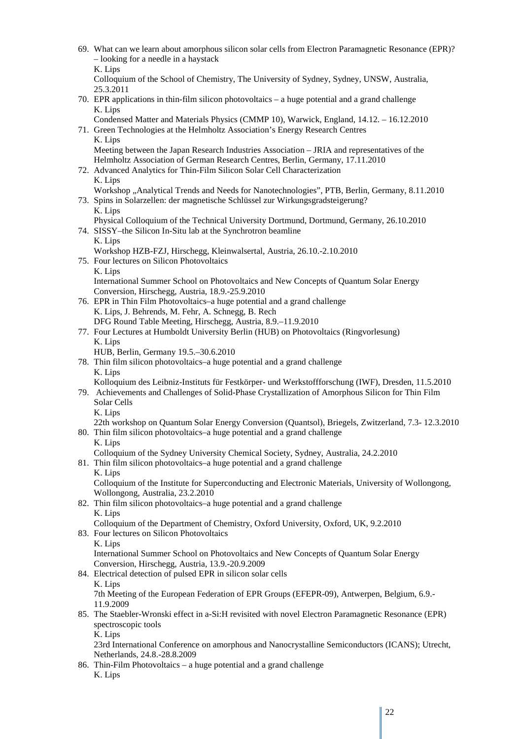69. What can we learn about amorphous silicon solar cells from Electron Paramagnetic Resonance (EPR)? – looking for a needle in a haystack
    K. Lips
    Colloquium of the School of Chemistry, The University of Sydney, Sydney, UNSW, Australia, 25.3.2011
70. EPR applications in thin-film silicon photovoltaics – a huge potential and a grand challenge
    K. Lips
    Condensed Matter and Materials Physics (CMMP 10), Warwick, England, 14.12. – 16.12.2010
71. Green Technologies at the Helmholtz Association's Energy Research Centres
    K. Lips
    Meeting between the Japan Research Industries Association – JRIA and representatives of the Helmholtz Association of German Research Centres, Berlin, Germany, 17.11.2010
72. Advanced Analytics for Thin-Film Silicon Solar Cell Characterization
    K. Lips
    Workshop „Analytical Trends and Needs for Nanotechnologies", PTB, Berlin, Germany, 8.11.2010
73. Spins in Solarzellen: der magnetische Schlüssel zur Wirkungsgradsteigerung?
    K. Lips
    Physical Colloquium of the Technical University Dortmund, Dortmund, Germany, 26.10.2010
74. SISSY–the Silicon In-Situ lab at the Synchrotron beamline
    K. Lips
    Workshop HZB-FZJ, Hirschegg, Kleinwalsertal, Austria, 26.10.-2.10.2010
75. Four lectures on Silicon Photovoltaics
    K. Lips
    International Summer School on Photovoltaics and New Concepts of Quantum Solar Energy Conversion, Hirschegg, Austria, 18.9.-25.9.2010
76. EPR in Thin Film Photovoltaics–a huge potential and a grand challenge
    K. Lips, J. Behrends, M. Fehr, A. Schnegg, B. Rech
    DFG Round Table Meeting, Hirschegg, Austria, 8.9.–11.9.2010
77. Four Lectures at Humboldt University Berlin (HUB) on Photovoltaics (Ringvorlesung)
    K. Lips
    HUB, Berlin, Germany 19.5.–30.6.2010
78. Thin film silicon photovoltaics–a huge potential and a grand challenge
    K. Lips
    Kolloquium des Leibniz-Instituts für Festkörper- und Werkstoffforschung (IWF), Dresden, 11.5.2010
79. Achievements and Challenges of Solid-Phase Crystallization of Amorphous Silicon for Thin Film Solar Cells
    K. Lips
    22th workshop on Quantum Solar Energy Conversion (Quantsol), Briegels, Zwitzerland, 7.3- 12.3.2010
80. Thin film silicon photovoltaics–a huge potential and a grand challenge
    K. Lips
    Colloquium of the Sydney University Chemical Society, Sydney, Australia, 24.2.2010
81. Thin film silicon photovoltaics–a huge potential and a grand challenge
    K. Lips
    Colloquium of the Institute for Superconducting and Electronic Materials, University of Wollongong, Wollongong, Australia, 23.2.2010
82. Thin film silicon photovoltaics–a huge potential and a grand challenge
    K. Lips
    Colloquium of the Department of Chemistry, Oxford University, Oxford, UK, 9.2.2010
83. Four lectures on Silicon Photovoltaics
    K. Lips
    International Summer School on Photovoltaics and New Concepts of Quantum Solar Energy Conversion, Hirschegg, Austria, 13.9.-20.9.2009
84. Electrical detection of pulsed EPR in silicon solar cells
    K. Lips
    7th Meeting of the European Federation of EPR Groups (EFEPR-09), Antwerpen, Belgium, 6.9.-11.9.2009
85. The Staebler-Wronski effect in a-Si:H revisited with novel Electron Paramagnetic Resonance (EPR) spectroscopic tools
    K. Lips
    23rd International Conference on amorphous and Nanocrystalline Semiconductors (ICANS); Utrecht, Netherlands, 24.8.-28.8.2009
86. Thin-Film Photovoltaics – a huge potential and a grand challenge
    K. Lips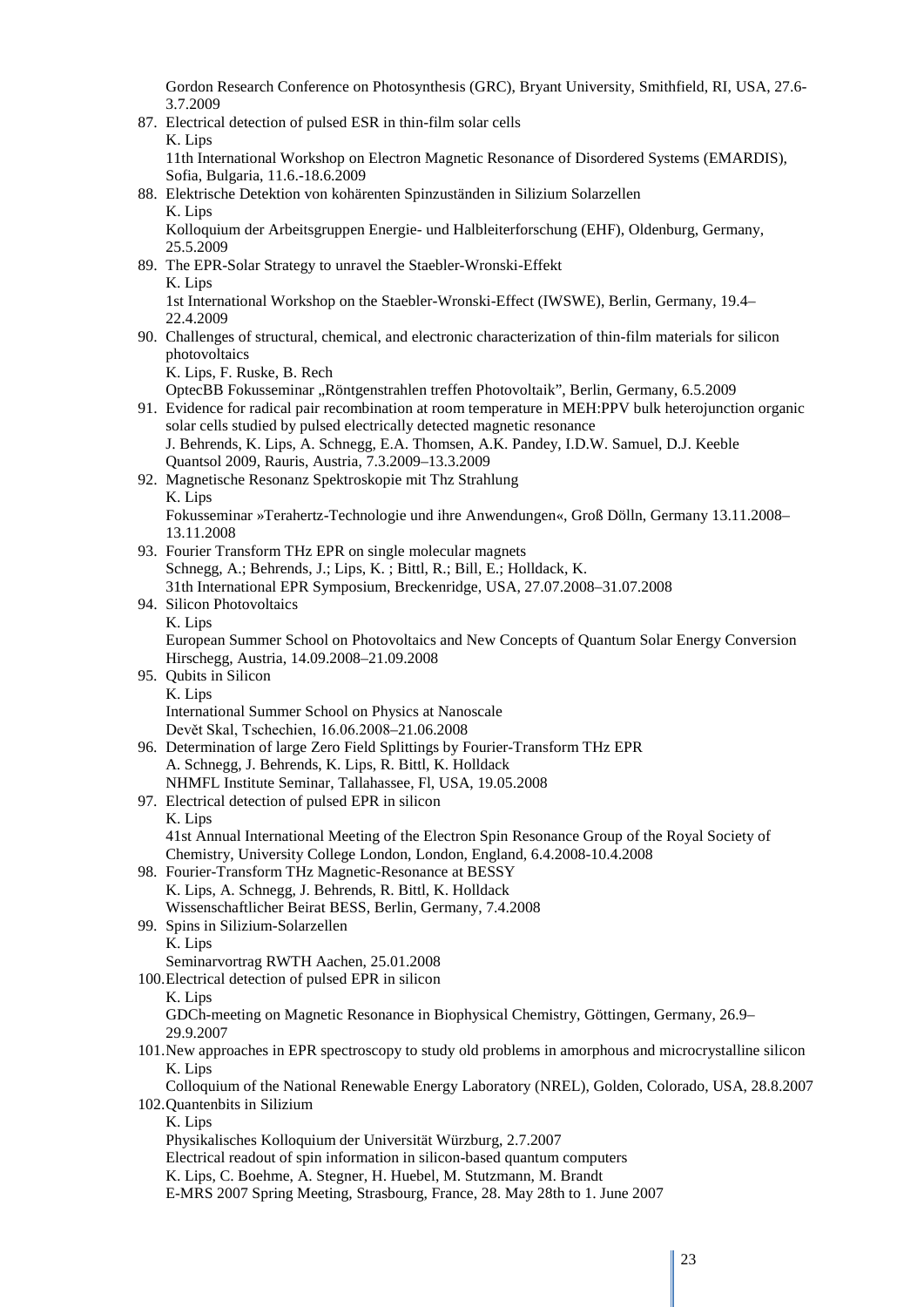Gordon Research Conference on Photosynthesis (GRC), Bryant University, Smithfield, RI, USA, 27.6-3.7.2009

87. Electrical detection of pulsed ESR in thin-film solar cells
    K. Lips
    11th International Workshop on Electron Magnetic Resonance of Disordered Systems (EMARDIS), Sofia, Bulgaria, 11.6.-18.6.2009
88. Elektrische Detektion von kohärenten Spinzuständen in Silizium Solarzellen
    K. Lips
    Kolloquium der Arbeitsgruppen Energie- und Halbleiterforschung (EHF), Oldenburg, Germany, 25.5.2009
89. The EPR-Solar Strategy to unravel the Staebler-Wronski-Effekt
    K. Lips
    1st International Workshop on the Staebler-Wronski-Effect (IWSWE), Berlin, Germany, 19.4–22.4.2009
90. Challenges of structural, chemical, and electronic characterization of thin-film materials for silicon photovoltaics
    K. Lips, F. Ruske, B. Rech
    OptecBB Fokusseminar „Röntgenstrahlen treffen Photovoltaik", Berlin, Germany, 6.5.2009
91. Evidence for radical pair recombination at room temperature in MEH:PPV bulk heterojunction organic solar cells studied by pulsed electrically detected magnetic resonance
    J. Behrends, K. Lips, A. Schnegg, E.A. Thomsen, A.K. Pandey, I.D.W. Samuel, D.J. Keeble
    Quantsol 2009, Rauris, Austria, 7.3.2009–13.3.2009
92. Magnetische Resonanz Spektroskopie mit Thz Strahlung
    K. Lips
    Fokusseminar »Terahertz-Technologie und ihre Anwendungen«, Groß Dölln, Germany 13.11.2008–13.11.2008
93. Fourier Transform THz EPR on single molecular magnets
    Schnegg, A.; Behrends, J.; Lips, K. ; Bittl, R.; Bill, E.; Holldack, K.
    31th International EPR Symposium, Breckenridge, USA, 27.07.2008–31.07.2008
94. Silicon Photovoltaics
    K. Lips
    European Summer School on Photovoltaics and New Concepts of Quantum Solar Energy Conversion Hirschegg, Austria, 14.09.2008–21.09.2008
95. Qubits in Silicon
    K. Lips
    International Summer School on Physics at Nanoscale
    Devět Skal, Tschechien, 16.06.2008–21.06.2008
96. Determination of large Zero Field Splittings by Fourier-Transform THz EPR
    A. Schnegg, J. Behrends, K. Lips, R. Bittl, K. Holldack
    NHMFL Institute Seminar, Tallahassee, Fl, USA, 19.05.2008
97. Electrical detection of pulsed EPR in silicon
    K. Lips
    41st Annual International Meeting of the Electron Spin Resonance Group of the Royal Society of Chemistry, University College London, London, England, 6.4.2008-10.4.2008
98. Fourier-Transform THz Magnetic-Resonance at BESSY
    K. Lips, A. Schnegg, J. Behrends, R. Bittl, K. Holldack
    Wissenschaftlicher Beirat BESS, Berlin, Germany, 7.4.2008
99. Spins in Silizium-Solarzellen
    K. Lips
    Seminarvortrag RWTH Aachen, 25.01.2008
100. Electrical detection of pulsed EPR in silicon
    K. Lips
    GDCh-meeting on Magnetic Resonance in Biophysical Chemistry, Göttingen, Germany, 26.9–29.9.2007
101. New approaches in EPR spectroscopy to study old problems in amorphous and microcrystalline silicon
    K. Lips
    Colloquium of the National Renewable Energy Laboratory (NREL), Golden, Colorado, USA, 28.8.2007
102. Quantenbits in Silizium
    K. Lips
    Physikalisches Kolloquium der Universität Würzburg, 2.7.2007
    Electrical readout of spin information in silicon-based quantum computers
    K. Lips, C. Boehme, A. Stegner, H. Huebel, M. Stutzmann, M. Brandt
    E-MRS 2007 Spring Meeting, Strasbourg, France, 28. May 28th to 1. June 2007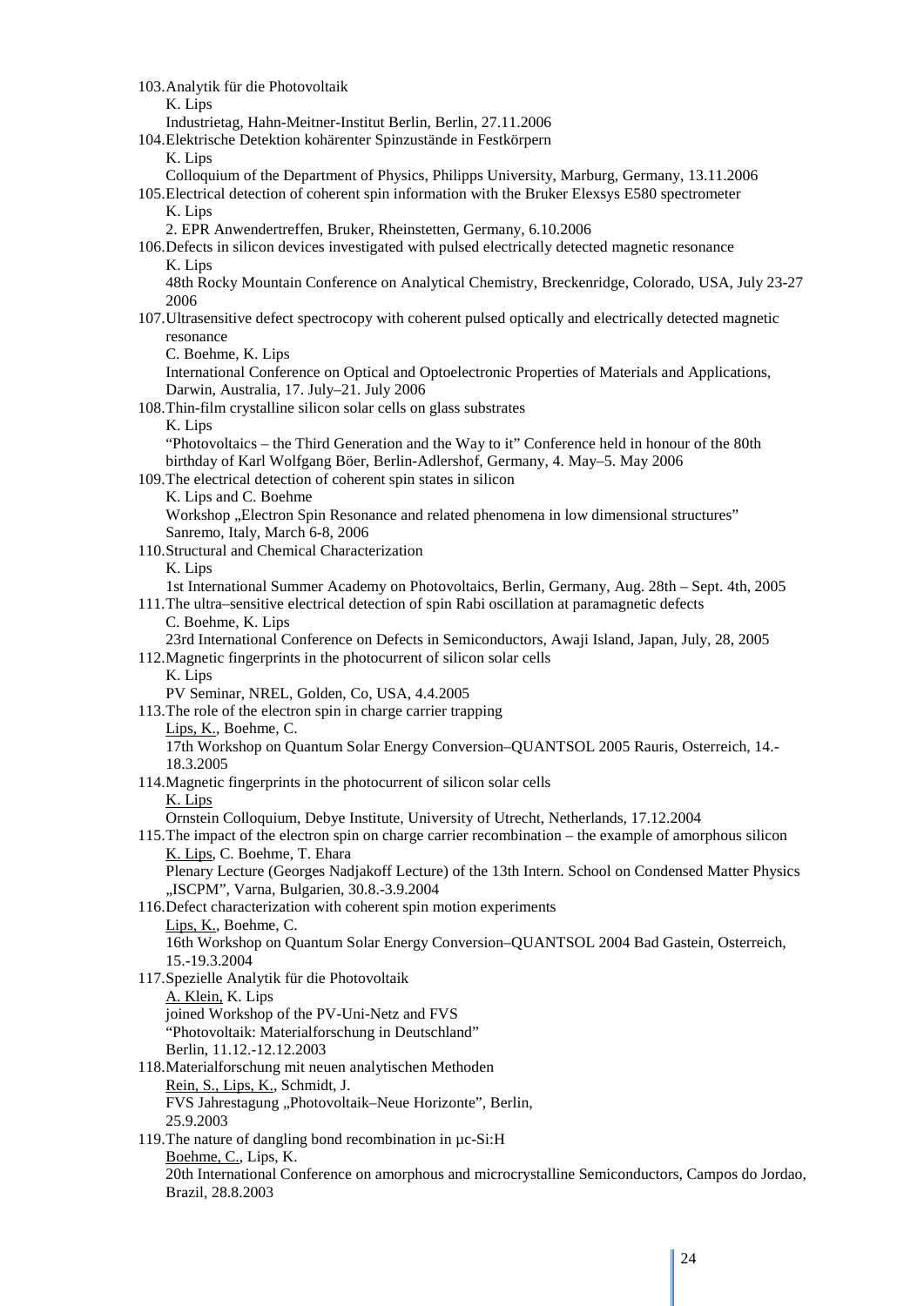103. Analytik für die Photovoltaik
    K. Lips
    Industrietag, Hahn-Meitner-Institut Berlin, Berlin, 27.11.2006
104. Elektrische Detektion kohärenter Spinzustände in Festkörpern
    K. Lips
    Colloquium of the Department of Physics, Philipps University, Marburg, Germany, 13.11.2006
105. Electrical detection of coherent spin information with the Bruker Elexsys E580 spectrometer
    K. Lips
    2. EPR Anwendertreffen, Bruker, Rheinstetten, Germany, 6.10.2006
106. Defects in silicon devices investigated with pulsed electrically detected magnetic resonance
    K. Lips
    48th Rocky Mountain Conference on Analytical Chemistry, Breckenridge, Colorado, USA, July 23-27 2006
107. Ultrasensitive defect spectrocopy with coherent pulsed optically and electrically detected magnetic resonance
    C. Boehme, K. Lips
    International Conference on Optical and Optoelectronic Properties of Materials and Applications, Darwin, Australia, 17. July–21. July 2006
108. Thin-film crystalline silicon solar cells on glass substrates
    K. Lips
    "Photovoltaics – the Third Generation and the Way to it" Conference held in honour of the 80th birthday of Karl Wolfgang Böer, Berlin-Adlershof, Germany, 4. May–5. May 2006
109. The electrical detection of coherent spin states in silicon
    K. Lips and C. Boehme
    Workshop „Electron Spin Resonance and related phenomena in low dimensional structures"
    Sanremo, Italy, March 6-8, 2006
110. Structural and Chemical Characterization
    K. Lips
    1st International Summer Academy on Photovoltaics, Berlin, Germany, Aug. 28th – Sept. 4th, 2005
111. The ultra–sensitive electrical detection of spin Rabi oscillation at paramagnetic defects
    C. Boehme, K. Lips
    23rd International Conference on Defects in Semiconductors, Awaji Island, Japan, July, 28, 2005
112. Magnetic fingerprints in the photocurrent of silicon solar cells
    K. Lips
    PV Seminar, NREL, Golden, Co, USA, 4.4.2005
113. The role of the electron spin in charge carrier trapping
    Lips, K., Boehme, C.
    17th Workshop on Quantum Solar Energy Conversion–QUANTSOL 2005 Rauris, Osterreich, 14.-18.3.2005
114. Magnetic fingerprints in the photocurrent of silicon solar cells
    K. Lips
    Ornstein Colloquium, Debye Institute, University of Utrecht, Netherlands, 17.12.2004
115. The impact of the electron spin on charge carrier recombination – the example of amorphous silicon
    K. Lips, C. Boehme, T. Ehara
    Plenary Lecture (Georges Nadjakoff Lecture) of the 13th Intern. School on Condensed Matter Physics „ISCPM", Varna, Bulgarien, 30.8.-3.9.2004
116. Defect characterization with coherent spin motion experiments
    Lips, K., Boehme, C.
    16th Workshop on Quantum Solar Energy Conversion–QUANTSOL 2004 Bad Gastein, Osterreich, 15.-19.3.2004
117. Spezielle Analytik für die Photovoltaik
    A. Klein, K. Lips
    joined Workshop of the PV-Uni-Netz and FVS
    "Photovoltaik: Materialforschung in Deutschland"
    Berlin, 11.12.-12.12.2003
118. Materialforschung mit neuen analytischen Methoden
    Rein, S., Lips, K., Schmidt, J.
    FVS Jahrestagung „Photovoltaik–Neue Horizonte", Berlin,
    25.9.2003
119. The nature of dangling bond recombination in µc-Si:H
    Boehme, C., Lips, K.
    20th International Conference on amorphous and microcrystalline Semiconductors, Campos do Jordao, Brazil, 28.8.2003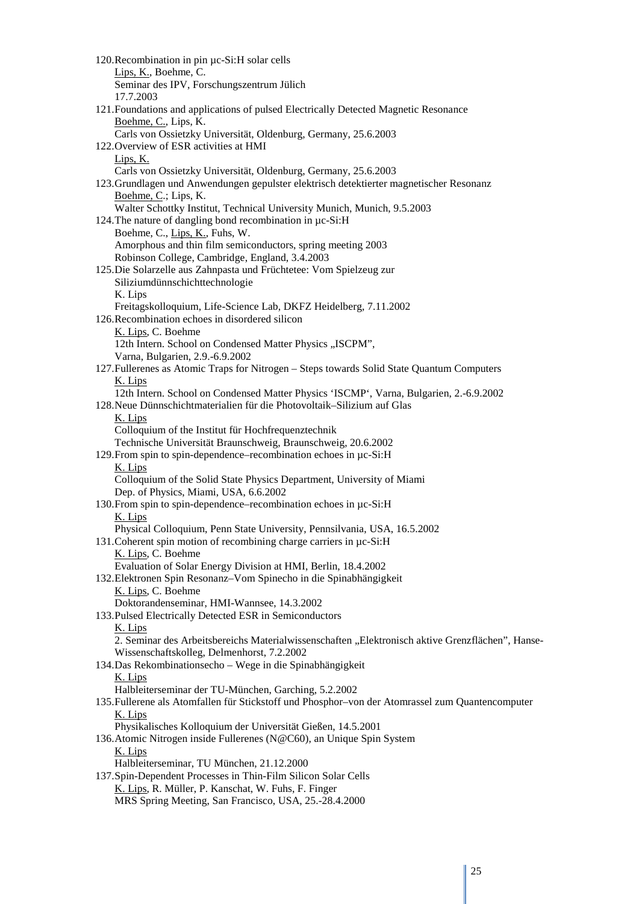120. Recombination in pin µc-Si:H solar cells
    Lips, K., Boehme, C.
    Seminar des IPV, Forschungszentrum Jülich
    17.7.2003
121. Foundations and applications of pulsed Electrically Detected Magnetic Resonance
    Boehme, C., Lips, K.
    Carls von Ossietzky Universität, Oldenburg, Germany, 25.6.2003
122. Overview of ESR activities at HMI
    Lips, K.
    Carls von Ossietzky Universität, Oldenburg, Germany, 25.6.2003
123. Grundlagen und Anwendungen gepulster elektrisch detektierter magnetischer Resonanz
    Boehme, C.; Lips, K.
    Walter Schottky Institut, Technical University Munich, Munich, 9.5.2003
124. The nature of dangling bond recombination in µc-Si:H
    Boehme, C., Lips, K., Fuhs, W.
    Amorphous and thin film semiconductors, spring meeting 2003
    Robinson College, Cambridge, England, 3.4.2003
125. Die Solarzelle aus Zahnpasta und Früchtetee: Vom Spielzeug zur Siliziumdünnschichttechnologie
    K. Lips
    Freitagskolloquium, Life-Science Lab, DKFZ Heidelberg, 7.11.2002
126. Recombination echoes in disordered silicon
    K. Lips, C. Boehme
    12th Intern. School on Condensed Matter Physics „ISCPM",
    Varna, Bulgarien, 2.9.-6.9.2002
127. Fullerenes as Atomic Traps for Nitrogen – Steps towards Solid State Quantum Computers
    K. Lips
    12th Intern. School on Condensed Matter Physics 'ISCMP', Varna, Bulgarien, 2.-6.9.2002
128. Neue Dünnschichtmaterialien für die Photovoltaik–Silizium auf Glas
    K. Lips
    Colloquium of the Institut für Hochfrequenztechnik
    Technische Universität Braunschweig, Braunschweig, 20.6.2002
129. From spin to spin-dependence–recombination echoes in µc-Si:H
    K. Lips
    Colloquium of the Solid State Physics Department, University of Miami
    Dep. of Physics, Miami, USA, 6.6.2002
130. From spin to spin-dependence–recombination echoes in µc-Si:H
    K. Lips
    Physical Colloquium, Penn State University, Pennsilvania, USA, 16.5.2002
131. Coherent spin motion of recombining charge carriers in µc-Si:H
    K. Lips, C. Boehme
    Evaluation of Solar Energy Division at HMI, Berlin, 18.4.2002
132. Elektronen Spin Resonanz–Vom Spinecho in die Spinabhängigkeit
    K. Lips, C. Boehme
    Doktorandenseminar, HMI-Wannsee, 14.3.2002
133. Pulsed Electrically Detected ESR in Semiconductors
    K. Lips
    2. Seminar des Arbeitsbereichs Materialwissenschaften „Elektronisch aktive Grenzflächen", Hanse-Wissenschaftskolleg, Delmenhorst, 7.2.2002
134. Das Rekombinationsecho – Wege in die Spinabhängigkeit
    K. Lips
    Halbleiterseminar der TU-München, Garching, 5.2.2002
135. Fullerene als Atomfallen für Stickstoff und Phosphor–von der Atomrassel zum Quantencomputer
    K. Lips
    Physikalisches Kolloquium der Universität Gießen, 14.5.2001
136. Atomic Nitrogen inside Fullerenes (N@C60), an Unique Spin System
    K. Lips
    Halbleiterseminar, TU München, 21.12.2000
137. Spin-Dependent Processes in Thin-Film Silicon Solar Cells
    K. Lips, R. Müller, P. Kanschat, W. Fuhs, F. Finger
    MRS Spring Meeting, San Francisco, USA, 25.-28.4.2000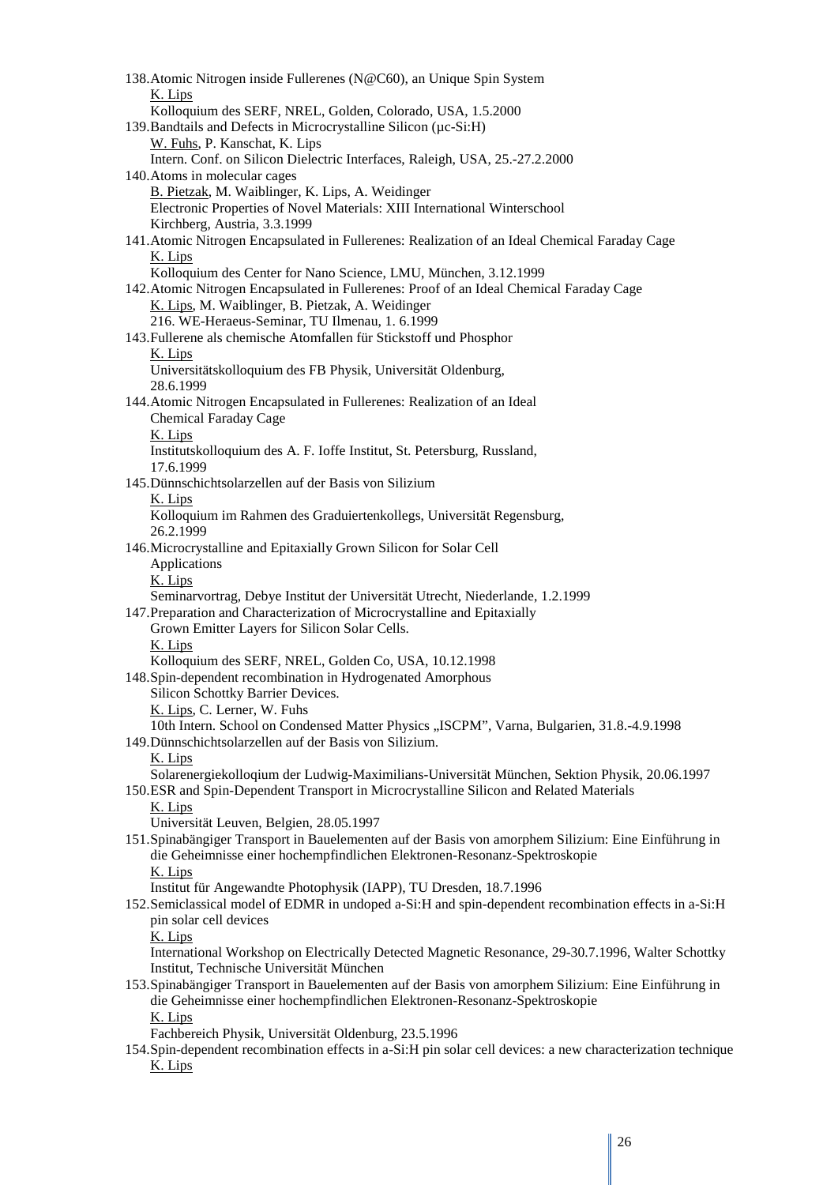138. Atomic Nitrogen inside Fullerenes (N@C60), an Unique Spin System
  K. Lips
  Kolloquium des SERF, NREL, Golden, Colorado, USA, 1.5.2000
139. Bandtails and Defects in Microcrystalline Silicon (μc-Si:H)
  W. Fuhs, P. Kanschat, K. Lips
  Intern. Conf. on Silicon Dielectric Interfaces, Raleigh, USA, 25.-27.2.2000
140. Atoms in molecular cages
  B. Pietzak, M. Waiblinger, K. Lips, A. Weidinger
  Electronic Properties of Novel Materials: XIII International Winterschool
  Kirchberg, Austria, 3.3.1999
141. Atomic Nitrogen Encapsulated in Fullerenes: Realization of an Ideal Chemical Faraday Cage
  K. Lips
  Kolloquium des Center for Nano Science, LMU, München, 3.12.1999
142. Atomic Nitrogen Encapsulated in Fullerenes: Proof of an Ideal Chemical Faraday Cage
  K. Lips, M. Waiblinger, B. Pietzak, A. Weidinger
  216. WE-Heraeus-Seminar, TU Ilmenau, 1. 6.1999
143. Fullerene als chemische Atomfallen für Stickstoff und Phosphor
  K. Lips
  Universitätskolloquium des FB Physik, Universität Oldenburg,
  28.6.1999
144. Atomic Nitrogen Encapsulated in Fullerenes: Realization of an Ideal
  Chemical Faraday Cage
  K. Lips
  Institutskolloquium des A. F. Ioffe Institut, St. Petersburg, Russland,
  17.6.1999
145. Dünnschichtsolarzellen auf der Basis von Silizium
  K. Lips
  Kolloquium im Rahmen des Graduiertenkollegs, Universität Regensburg,
  26.2.1999
146. Microcrystalline and Epitaxially Grown Silicon for Solar Cell
  Applications
  K. Lips
  Seminarvortrag, Debye Institut der Universität Utrecht, Niederlande, 1.2.1999
147. Preparation and Characterization of Microcrystalline and Epitaxially
  Grown Emitter Layers for Silicon Solar Cells.
  K. Lips
  Kolloquium des SERF, NREL, Golden Co, USA, 10.12.1998
148. Spin-dependent recombination in Hydrogenated Amorphous
  Silicon Schottky Barrier Devices.
  K. Lips, C. Lerner, W. Fuhs
  10th Intern. School on Condensed Matter Physics „ISCPM", Varna, Bulgarien, 31.8.-4.9.1998
149. Dünnschichtsolarzellen auf der Basis von Silizium.
  K. Lips
  Solarenergiekolloqium der Ludwig-Maximilians-Universität München, Sektion Physik, 20.06.1997
150. ESR and Spin-Dependent Transport in Microcrystalline Silicon and Related Materials
  K. Lips
  Universität Leuven, Belgien, 28.05.1997
151. Spinabängiger Transport in Bauelementen auf der Basis von amorphem Silizium: Eine Einführung in die Geheimnisse einer hochempfindlichen Elektronen-Resonanz-Spektroskopie
  K. Lips
  Institut für Angewandte Photophysik (IAPP), TU Dresden, 18.7.1996
152. Semiclassical model of EDMR in undoped a-Si:H and spin-dependent recombination effects in a-Si:H pin solar cell devices
  K. Lips
  International Workshop on Electrically Detected Magnetic Resonance, 29-30.7.1996, Walter Schottky Institut, Technische Universität München
153. Spinabängiger Transport in Bauelementen auf der Basis von amorphem Silizium: Eine Einführung in die Geheimnisse einer hochempfindlichen Elektronen-Resonanz-Spektroskopie
  K. Lips
  Fachbereich Physik, Universität Oldenburg, 23.5.1996
154. Spin-dependent recombination effects in a-Si:H pin solar cell devices: a new characterization technique
  K. Lips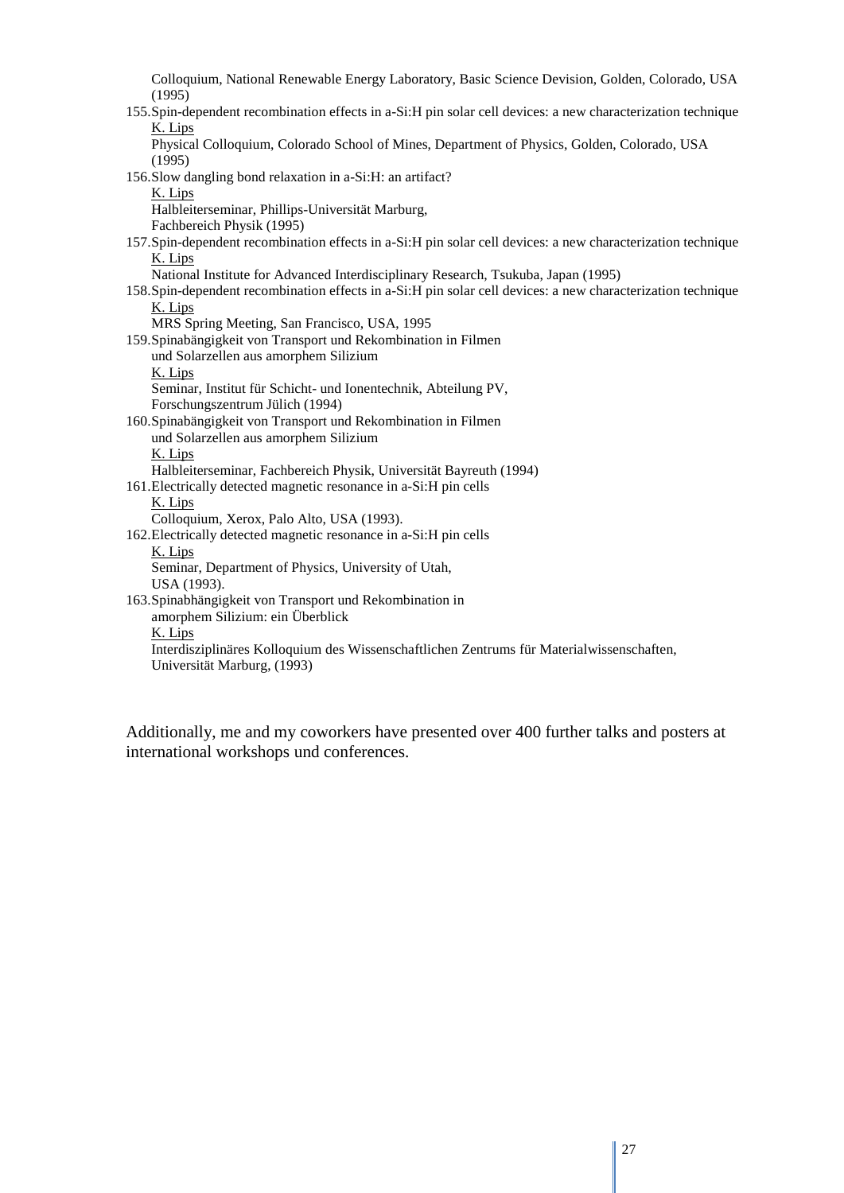Colloquium, National Renewable Energy Laboratory, Basic Science Devision, Golden, Colorado, USA (1995)

155. Spin-dependent recombination effects in a-Si:H pin solar cell devices: a new characterization technique
<u>K. Lips</u>
Physical Colloquium, Colorado School of Mines, Department of Physics, Golden, Colorado, USA (1995)

156. Slow dangling bond relaxation in a-Si:H: an artifact?
<u>K. Lips</u>
Halbleiterseminar, Phillips-Universität Marburg,
Fachbereich Physik (1995)

157. Spin-dependent recombination effects in a-Si:H pin solar cell devices: a new characterization technique
<u>K. Lips</u>
National Institute for Advanced Interdisciplinary Research, Tsukuba, Japan (1995)

158. Spin-dependent recombination effects in a-Si:H pin solar cell devices: a new characterization technique
<u>K. Lips</u>
MRS Spring Meeting, San Francisco, USA, 1995

159. Spinabängigkeit von Transport und Rekombination in Filmen
und Solarzellen aus amorphem Silizium
<u>K. Lips</u>
Seminar, Institut für Schicht- und Ionentechnik, Abteilung PV,
Forschungszentrum Jülich (1994)

160. Spinabängigkeit von Transport und Rekombination in Filmen
und Solarzellen aus amorphem Silizium
<u>K. Lips</u>
Halbleiterseminar, Fachbereich Physik, Universität Bayreuth (1994)

161. Electrically detected magnetic resonance in a-Si:H pin cells
<u>K. Lips</u>
Colloquium, Xerox, Palo Alto, USA (1993).

162. Electrically detected magnetic resonance in a-Si:H pin cells
<u>K. Lips</u>
Seminar, Department of Physics, University of Utah,
USA (1993).

163. Spinabhängigkeit von Transport und Rekombination in
amorphem Silizium: ein Überblick
<u>K. Lips</u>
Interdisziplinäres Kolloquium des Wissenschaftlichen Zentrums für Materialwissenschaften,
Universität Marburg, (1993)

Additionally, me and my coworkers have presented over 400 further talks and posters at international workshops und conferences.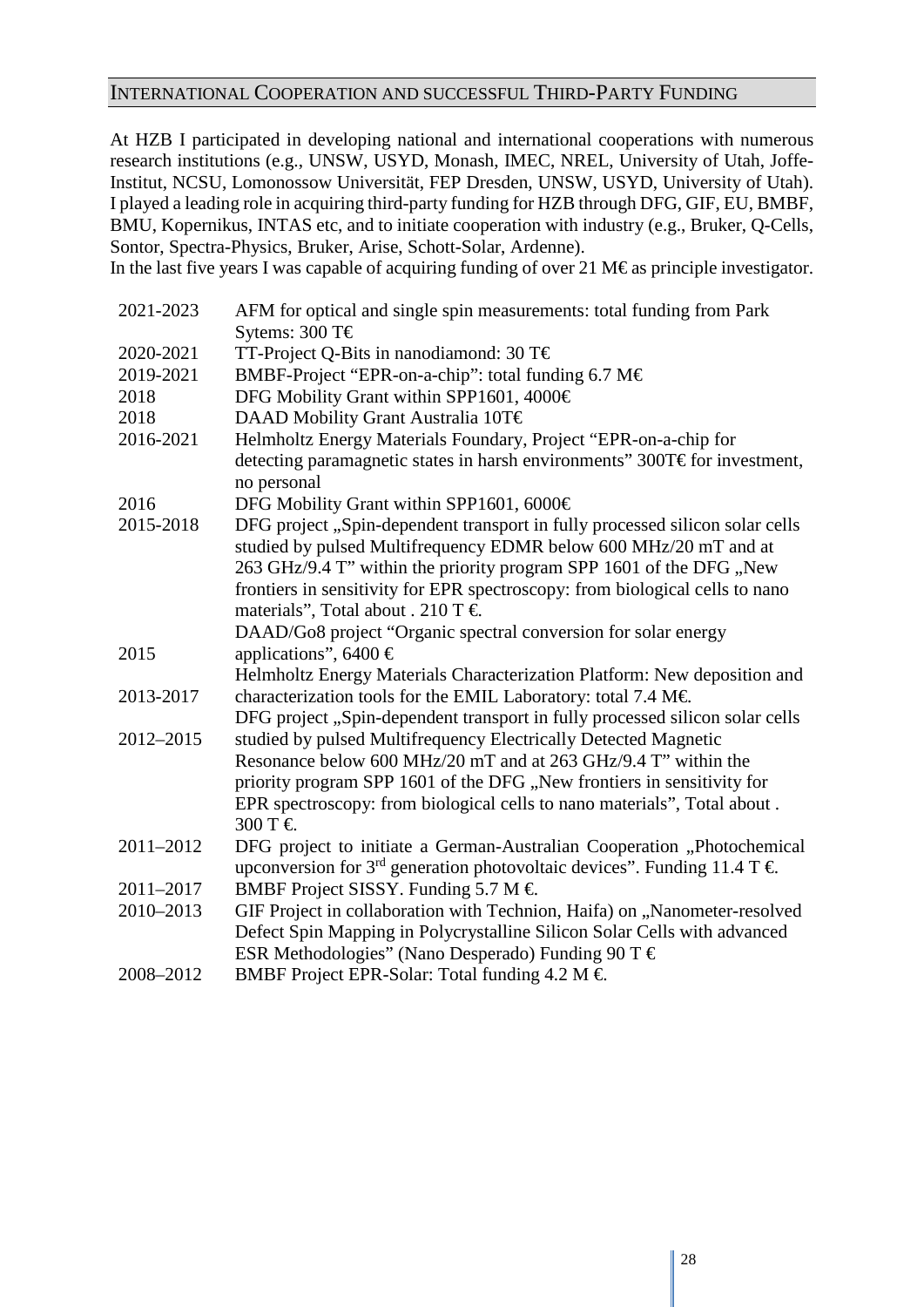## International Cooperation and successful Third-Party Funding

At HZB I participated in developing national and international cooperations with numerous research institutions (e.g., UNSW, USYD, Monash, IMEC, NREL, University of Utah, Joffe-Institut, NCSU, Lomonossow Universität, FEP Dresden, UNSW, USYD, University of Utah). I played a leading role in acquiring third-party funding for HZB through DFG, GIF, EU, BMBF, BMU, Kopernikus, INTAS etc, and to initiate cooperation with industry (e.g., Bruker, Q-Cells, Sontor, Spectra-Physics, Bruker, Arise, Schott-Solar, Ardenne).
In the last five years I was capable of acquiring funding of over 21 M€ as principle investigator.

| | |
|---|---|
| 2021-2023 | AFM for optical and single spin measurements: total funding from Park Sytems: 300 T€ |
| 2020-2021 | TT-Project Q-Bits in nanodiamond: 30 T€ |
| 2019-2021 | BMBF-Project "EPR-on-a-chip": total funding 6.7 M€ |
| 2018 | DFG Mobility Grant within SPP1601, 4000€ |
| 2018 | DAAD Mobility Grant Australia 10T€ |
| 2016-2021 | Helmholtz Energy Materials Foundary, Project "EPR-on-a-chip for detecting paramagnetic states in harsh environments" 300T€ for investment, no personal |
| 2016 | DFG Mobility Grant within SPP1601, 6000€ |
| 2015-2018 | DFG project „Spin-dependent transport in fully processed silicon solar cells studied by pulsed Multifrequency EDMR below 600 MHz/20 mT and at 263 GHz/9.4 T" within the priority program SPP 1601 of the DFG „New frontiers in sensitivity for EPR spectroscopy: from biological cells to nano materials", Total about . 210 T €. |
| 2015 | DAAD/Go8 project "Organic spectral conversion for solar energy applications", 6400 € |
| 2013-2017 | Helmholtz Energy Materials Characterization Platform: New deposition and characterization tools for the EMIL Laboratory: total 7.4 M€. |
| 2012–2015 | DFG project „Spin-dependent transport in fully processed silicon solar cells studied by pulsed Multifrequency Electrically Detected Magnetic Resonance below 600 MHz/20 mT and at 263 GHz/9.4 T" within the priority program SPP 1601 of the DFG „New frontiers in sensitivity for EPR spectroscopy: from biological cells to nano materials", Total about . 300 T €. |
| 2011–2012 | DFG project to initiate a German-Australian Cooperation „Photochemical upconversion for 3rd generation photovoltaic devices". Funding 11.4 T €. |
| 2011–2017 | BMBF Project SISSY. Funding 5.7 M €. |
| 2010–2013 | GIF Project in collaboration with Technion, Haifa) on „Nanometer-resolved Defect Spin Mapping in Polycrystalline Silicon Solar Cells with advanced ESR Methodologies" (Nano Desperado) Funding 90 T € |
| 2008–2012 | BMBF Project EPR-Solar: Total funding 4.2 M €. |